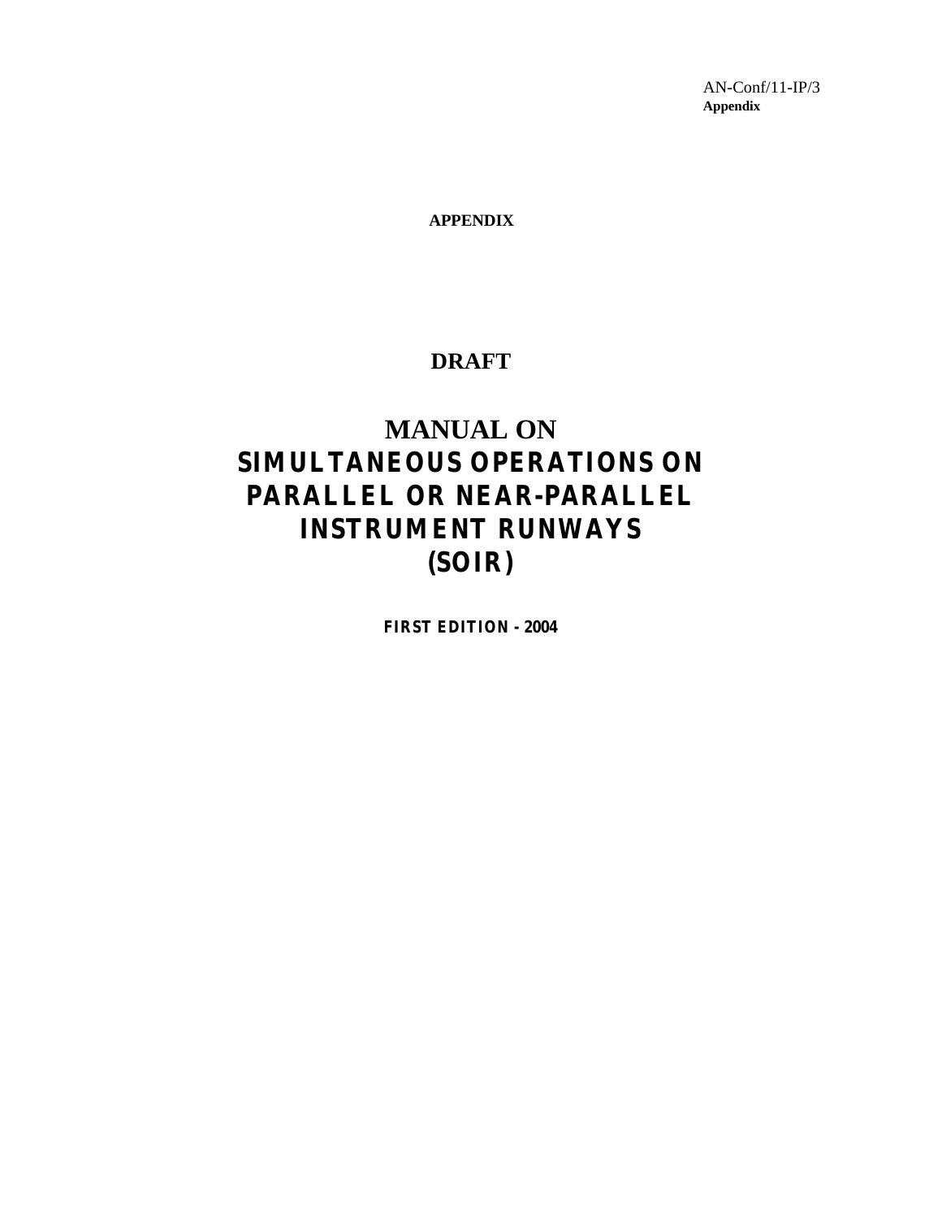AN-Conf/11-IP/3
**Appendix**

**APPENDIX**

**DRAFT**

# MANUAL ON SIMULTANEOUS OPERATIONS ON PARALLEL OR NEAR-PARALLEL INSTRUMENT RUNWAYS (SOIR)

**FIRST EDITION - 2004**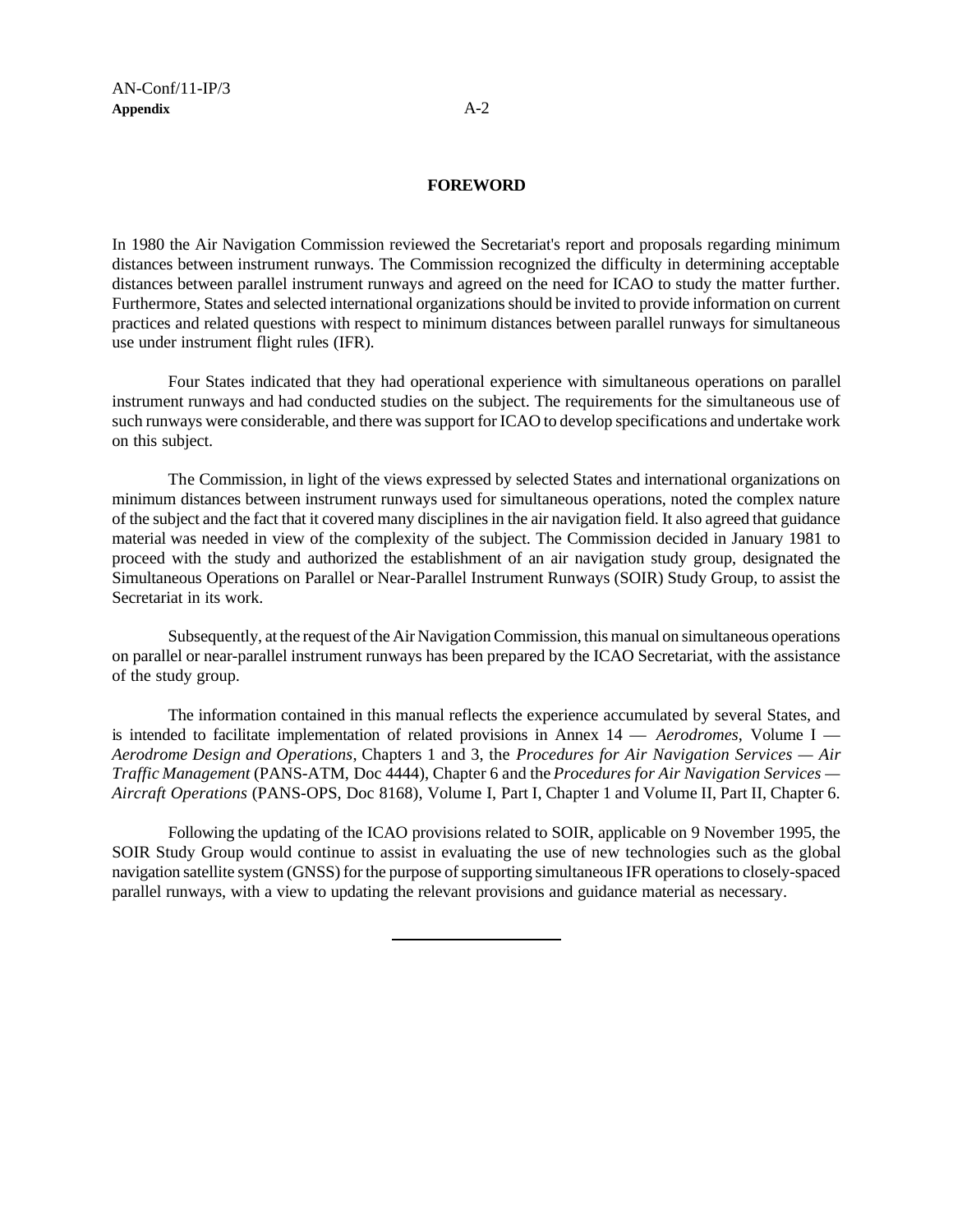## FOREWORD

In 1980 the Air Navigation Commission reviewed the Secretariat's report and proposals regarding minimum distances between instrument runways. The Commission recognized the difficulty in determining acceptable distances between parallel instrument runways and agreed on the need for ICAO to study the matter further. Furthermore, States and selected international organizations should be invited to provide information on current practices and related questions with respect to minimum distances between parallel runways for simultaneous use under instrument flight rules (IFR).

Four States indicated that they had operational experience with simultaneous operations on parallel instrument runways and had conducted studies on the subject. The requirements for the simultaneous use of such runways were considerable, and there was support for ICAO to develop specifications and undertake work on this subject.

The Commission, in light of the views expressed by selected States and international organizations on minimum distances between instrument runways used for simultaneous operations, noted the complex nature of the subject and the fact that it covered many disciplines in the air navigation field. It also agreed that guidance material was needed in view of the complexity of the subject. The Commission decided in January 1981 to proceed with the study and authorized the establishment of an air navigation study group, designated the Simultaneous Operations on Parallel or Near-Parallel Instrument Runways (SOIR) Study Group, to assist the Secretariat in its work.

Subsequently, at the request of the Air Navigation Commission, this manual on simultaneous operations on parallel or near-parallel instrument runways has been prepared by the ICAO Secretariat, with the assistance of the study group.

The information contained in this manual reflects the experience accumulated by several States, and is intended to facilitate implementation of related provisions in Annex 14 — *Aerodromes*, Volume I — *Aerodrome Design and Operations*, Chapters 1 and 3, the *Procedures for Air Navigation Services — Air Traffic Management* (PANS-ATM, Doc 4444), Chapter 6 and the *Procedures for Air Navigation Services — Aircraft Operations* (PANS-OPS, Doc 8168), Volume I, Part I, Chapter 1 and Volume II, Part II, Chapter 6.

Following the updating of the ICAO provisions related to SOIR, applicable on 9 November 1995, the SOIR Study Group would continue to assist in evaluating the use of new technologies such as the global navigation satellite system (GNSS) for the purpose of supporting simultaneous IFR operations to closely-spaced parallel runways, with a view to updating the relevant provisions and guidance material as necessary.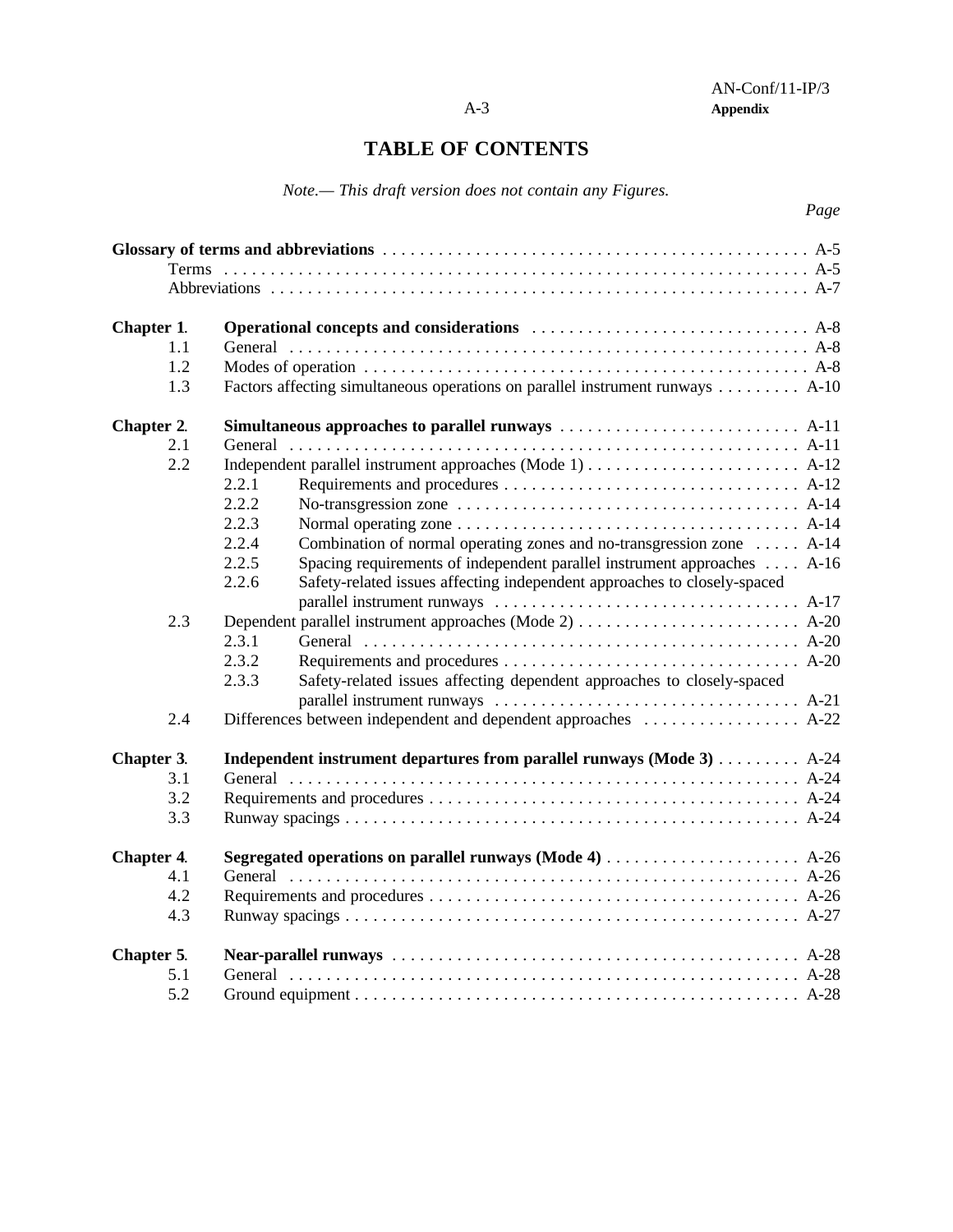# TABLE OF CONTENTS

*Note.— This draft version does not contain any Figures.*

| | | *Page* |
|---|---|---|
| **Glossary of terms and abbreviations** | | A-5 |
| | Terms | A-5 |
| | Abbreviations | A-7 |
| **Chapter 1.** | **Operational concepts and considerations** | A-8 |
| 1.1 | General | A-8 |
| 1.2 | Modes of operation | A-8 |
| 1.3 | Factors affecting simultaneous operations on parallel instrument runways | A-10 |
| **Chapter 2.** | **Simultaneous approaches to parallel runways** | A-11 |
| 2.1 | General | A-11 |
| 2.2 | Independent parallel instrument approaches (Mode 1) | A-12 |
| | 2.2.1 Requirements and procedures | A-12 |
| | 2.2.2 No-transgression zone | A-14 |
| | 2.2.3 Normal operating zone | A-14 |
| | 2.2.4 Combination of normal operating zones and no-transgression zone | A-14 |
| | 2.2.5 Spacing requirements of independent parallel instrument approaches | A-16 |
| | 2.2.6 Safety-related issues affecting independent approaches to closely-spaced parallel instrument runways | A-17 |
| 2.3 | Dependent parallel instrument approaches (Mode 2) | A-20 |
| | 2.3.1 General | A-20 |
| | 2.3.2 Requirements and procedures | A-20 |
| | 2.3.3 Safety-related issues affecting dependent approaches to closely-spaced parallel instrument runways | A-21 |
| 2.4 | Differences between independent and dependent approaches | A-22 |
| **Chapter 3.** | **Independent instrument departures from parallel runways (Mode 3)** | A-24 |
| 3.1 | General | A-24 |
| 3.2 | Requirements and procedures | A-24 |
| 3.3 | Runway spacings | A-24 |
| **Chapter 4.** | **Segregated operations on parallel runways (Mode 4)** | A-26 |
| 4.1 | General | A-26 |
| 4.2 | Requirements and procedures | A-26 |
| 4.3 | Runway spacings | A-27 |
| **Chapter 5.** | **Near-parallel runways** | A-28 |
| 5.1 | General | A-28 |
| 5.2 | Ground equipment | A-28 |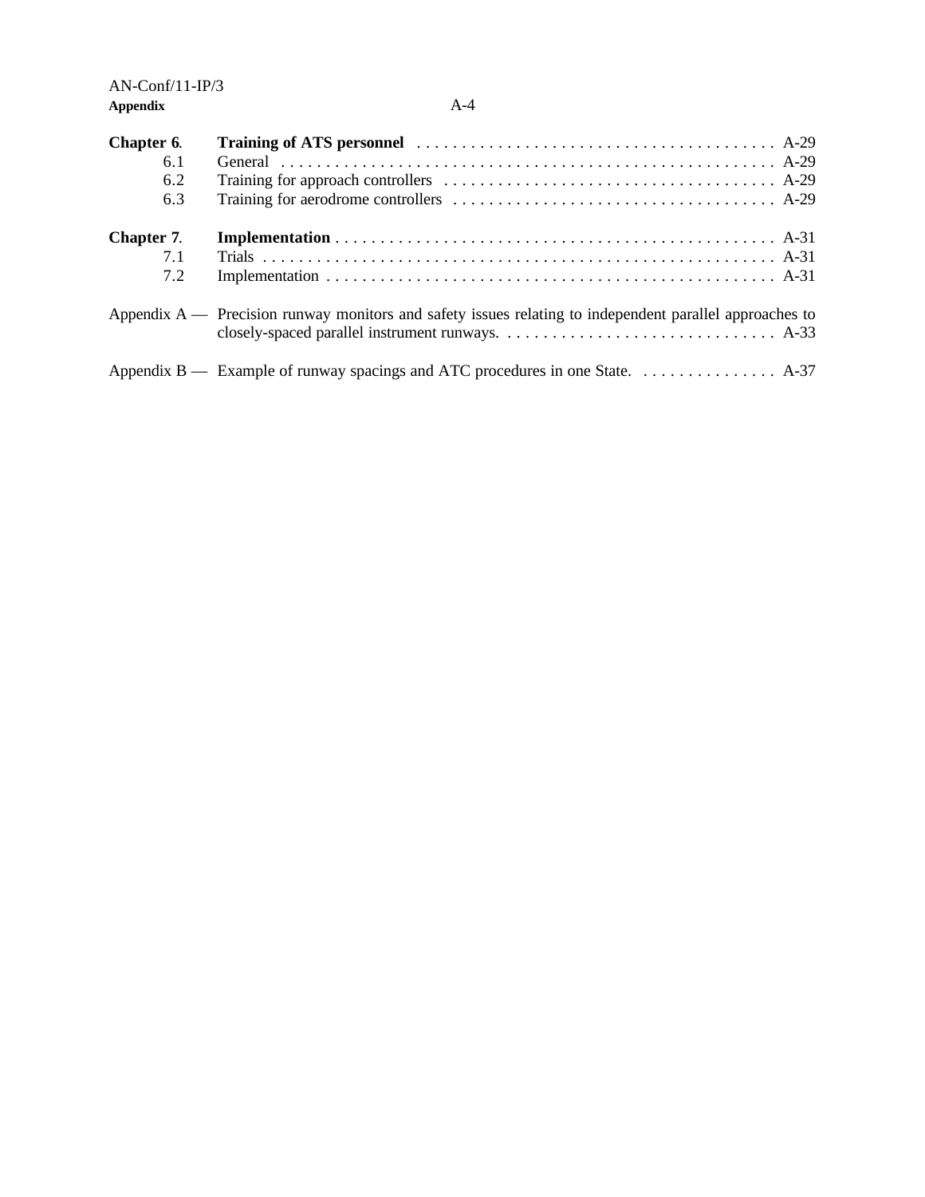| | | |
|---|---|---|
| **Chapter 6.** | **Training of ATS personnel** | A-29 |
| 6.1 | General | A-29 |
| 6.2 | Training for approach controllers | A-29 |
| 6.3 | Training for aerodrome controllers | A-29 |
| **Chapter 7.** | **Implementation** | A-31 |
| 7.1 | Trials | A-31 |
| 7.2 | Implementation | A-31 |
| Appendix A — | Precision runway monitors and safety issues relating to independent parallel approaches to closely-spaced parallel instrument runways. | A-33 |
| Appendix B — | Example of runway spacings and ATC procedures in one State. | A-37 |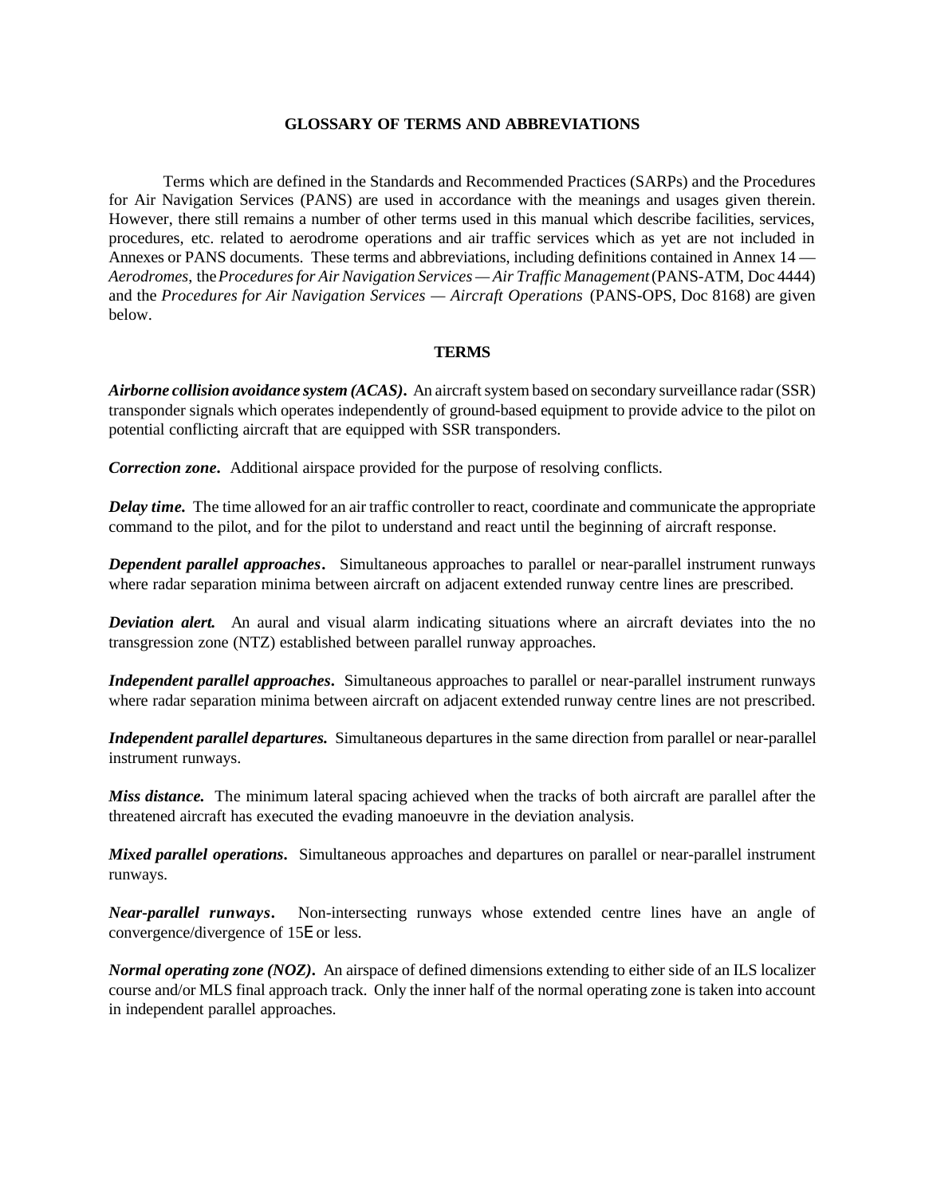## GLOSSARY OF TERMS AND ABBREVIATIONS

Terms which are defined in the Standards and Recommended Practices (SARPs) and the Procedures for Air Navigation Services (PANS) are used in accordance with the meanings and usages given therein. However, there still remains a number of other terms used in this manual which describe facilities, services, procedures, etc. related to aerodrome operations and air traffic services which as yet are not included in Annexes or PANS documents. These terms and abbreviations, including definitions contained in Annex 14 — *Aerodromes*, the *Procedures for Air Navigation Services — Air Traffic Management* (PANS-ATM, Doc 4444) and the *Procedures for Air Navigation Services — Aircraft Operations* (PANS-OPS, Doc 8168) are given below.

### TERMS

***Airborne collision avoidance system (ACAS).*** An aircraft system based on secondary surveillance radar (SSR) transponder signals which operates independently of ground-based equipment to provide advice to the pilot on potential conflicting aircraft that are equipped with SSR transponders.

***Correction zone.*** Additional airspace provided for the purpose of resolving conflicts.

***Delay time.*** The time allowed for an air traffic controller to react, coordinate and communicate the appropriate command to the pilot, and for the pilot to understand and react until the beginning of aircraft response.

***Dependent parallel approaches.*** Simultaneous approaches to parallel or near-parallel instrument runways where radar separation minima between aircraft on adjacent extended runway centre lines are prescribed.

***Deviation alert.*** An aural and visual alarm indicating situations where an aircraft deviates into the no transgression zone (NTZ) established between parallel runway approaches.

***Independent parallel approaches.*** Simultaneous approaches to parallel or near-parallel instrument runways where radar separation minima between aircraft on adjacent extended runway centre lines are not prescribed.

***Independent parallel departures.*** Simultaneous departures in the same direction from parallel or near-parallel instrument runways.

***Miss distance.*** The minimum lateral spacing achieved when the tracks of both aircraft are parallel after the threatened aircraft has executed the evading manoeuvre in the deviation analysis.

***Mixed parallel operations.*** Simultaneous approaches and departures on parallel or near-parallel instrument runways.

***Near-parallel runways.*** Non-intersecting runways whose extended centre lines have an angle of convergence/divergence of 15° or less.

***Normal operating zone (NOZ).*** An airspace of defined dimensions extending to either side of an ILS localizer course and/or MLS final approach track. Only the inner half of the normal operating zone is taken into account in independent parallel approaches.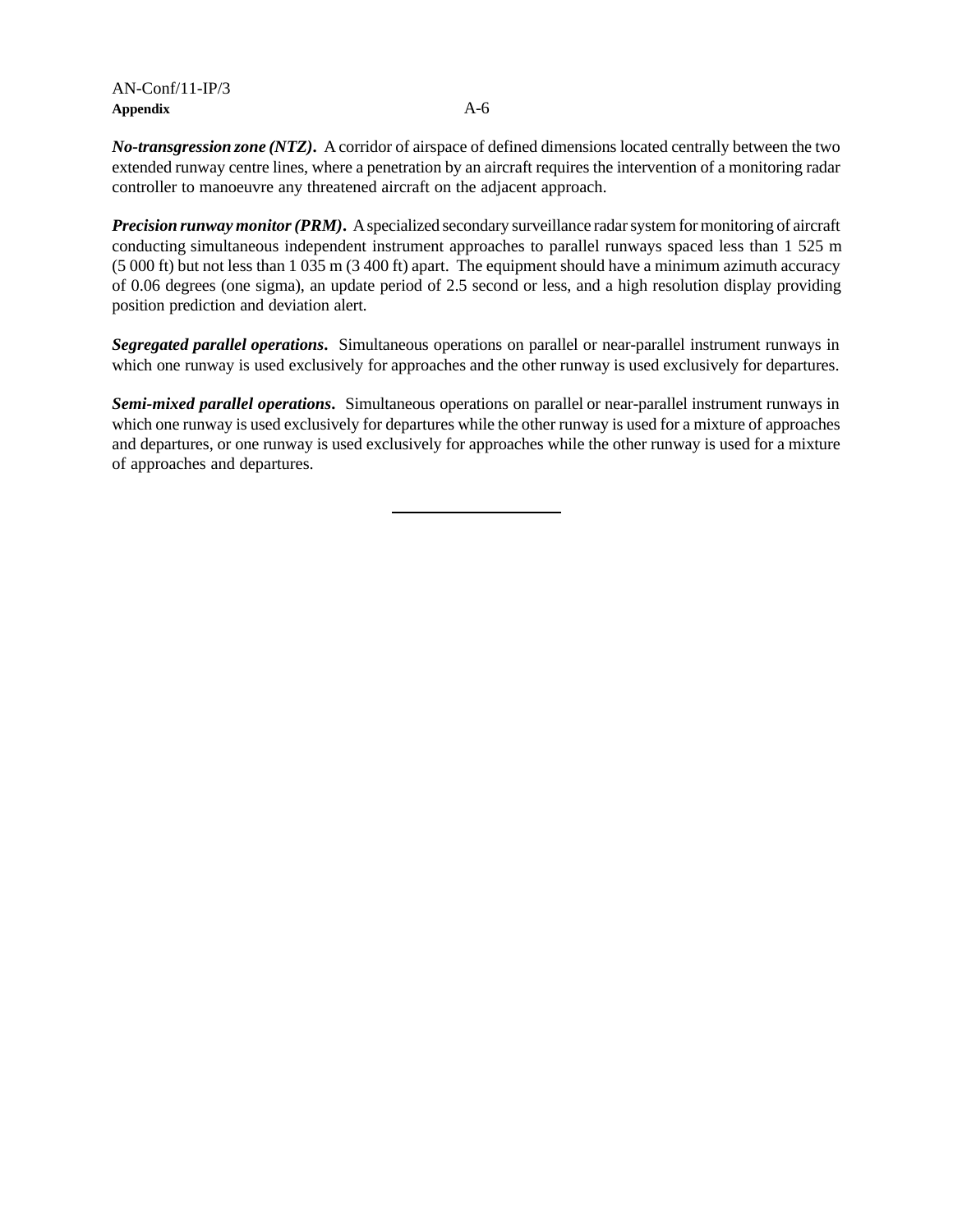***No-transgression zone (NTZ).*** A corridor of airspace of defined dimensions located centrally between the two extended runway centre lines, where a penetration by an aircraft requires the intervention of a monitoring radar controller to manoeuvre any threatened aircraft on the adjacent approach.

***Precision runway monitor (PRM).*** A specialized secondary surveillance radar system for monitoring of aircraft conducting simultaneous independent instrument approaches to parallel runways spaced less than 1 525 m (5 000 ft) but not less than 1 035 m (3 400 ft) apart. The equipment should have a minimum azimuth accuracy of 0.06 degrees (one sigma), an update period of 2.5 second or less, and a high resolution display providing position prediction and deviation alert.

***Segregated parallel operations.*** Simultaneous operations on parallel or near-parallel instrument runways in which one runway is used exclusively for approaches and the other runway is used exclusively for departures.

***Semi-mixed parallel operations.*** Simultaneous operations on parallel or near-parallel instrument runways in which one runway is used exclusively for departures while the other runway is used for a mixture of approaches and departures, or one runway is used exclusively for approaches while the other runway is used for a mixture of approaches and departures.

---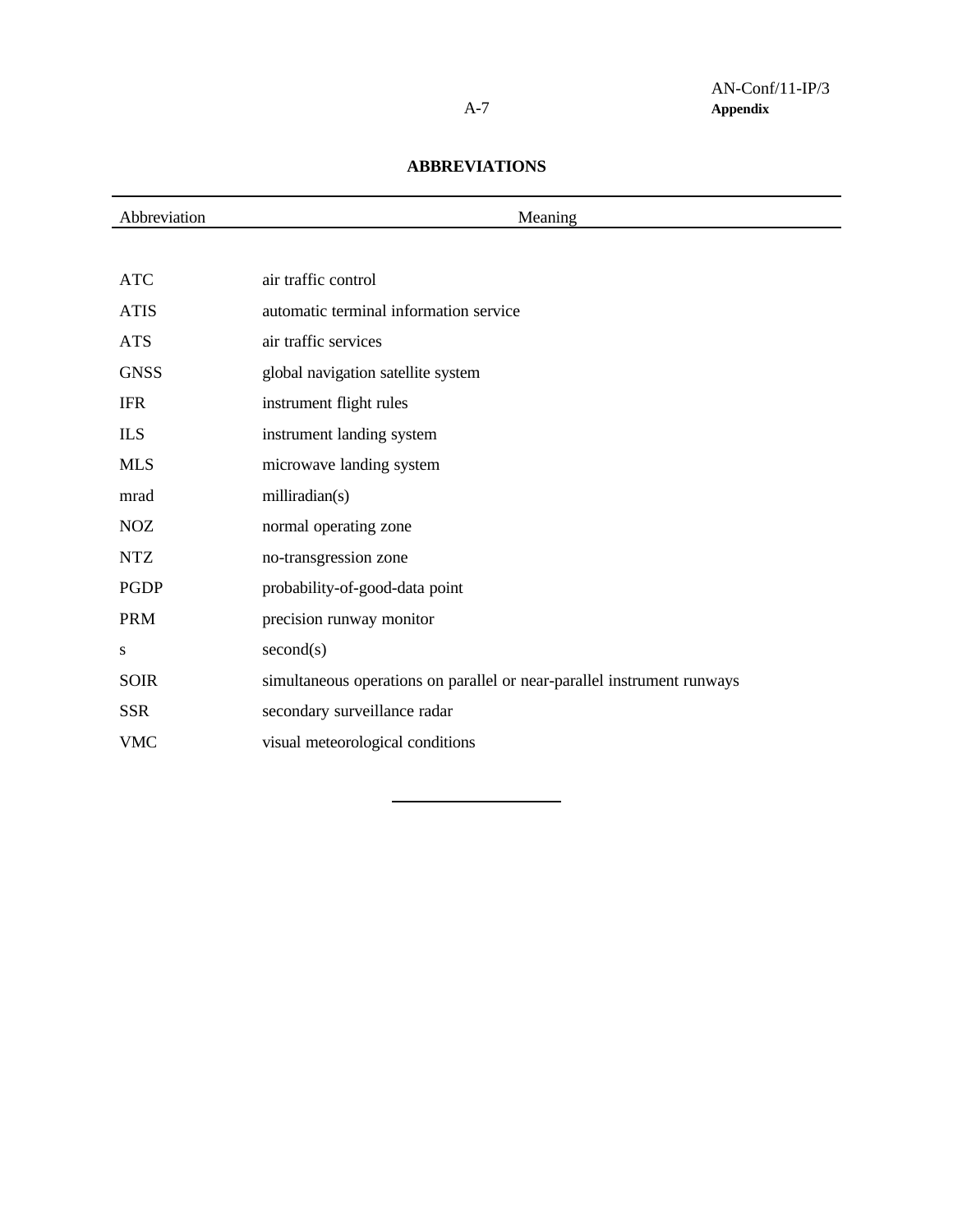## ABBREVIATIONS

| Abbreviation | Meaning |
|---|---|
| ATC | air traffic control |
| ATIS | automatic terminal information service |
| ATS | air traffic services |
| GNSS | global navigation satellite system |
| IFR | instrument flight rules |
| ILS | instrument landing system |
| MLS | microwave landing system |
| mrad | milliradian(s) |
| NOZ | normal operating zone |
| NTZ | no-transgression zone |
| PGDP | probability-of-good-data point |
| PRM | precision runway monitor |
| s | second(s) |
| SOIR | simultaneous operations on parallel or near-parallel instrument runways |
| SSR | secondary surveillance radar |
| VMC | visual meteorological conditions |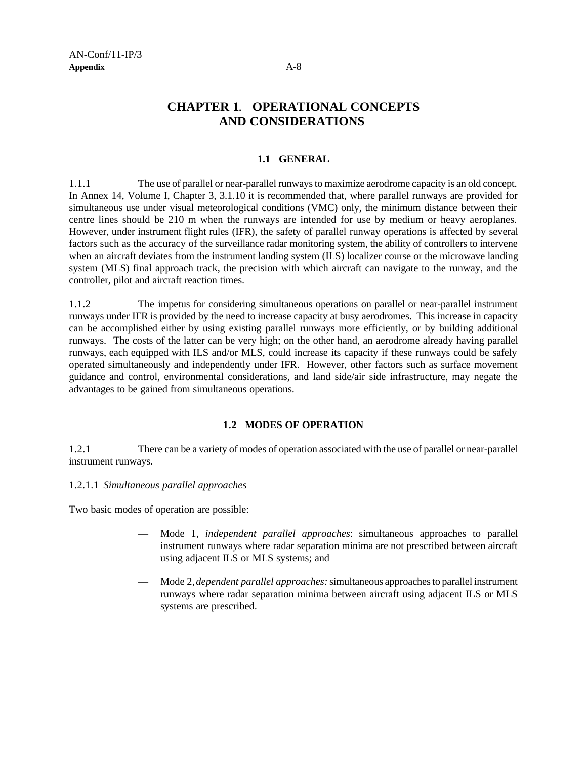# CHAPTER 1. OPERATIONAL CONCEPTS AND CONSIDERATIONS

## 1.1 GENERAL

1.1.1 The use of parallel or near-parallel runways to maximize aerodrome capacity is an old concept. In Annex 14, Volume I, Chapter 3, 3.1.10 it is recommended that, where parallel runways are provided for simultaneous use under visual meteorological conditions (VMC) only, the minimum distance between their centre lines should be 210 m when the runways are intended for use by medium or heavy aeroplanes. However, under instrument flight rules (IFR), the safety of parallel runway operations is affected by several factors such as the accuracy of the surveillance radar monitoring system, the ability of controllers to intervene when an aircraft deviates from the instrument landing system (ILS) localizer course or the microwave landing system (MLS) final approach track, the precision with which aircraft can navigate to the runway, and the controller, pilot and aircraft reaction times.

1.1.2 The impetus for considering simultaneous operations on parallel or near-parallel instrument runways under IFR is provided by the need to increase capacity at busy aerodromes. This increase in capacity can be accomplished either by using existing parallel runways more efficiently, or by building additional runways. The costs of the latter can be very high; on the other hand, an aerodrome already having parallel runways, each equipped with ILS and/or MLS, could increase its capacity if these runways could be safely operated simultaneously and independently under IFR. However, other factors such as surface movement guidance and control, environmental considerations, and land side/air side infrastructure, may negate the advantages to be gained from simultaneous operations.

## 1.2 MODES OF OPERATION

1.2.1 There can be a variety of modes of operation associated with the use of parallel or near-parallel instrument runways.

1.2.1.1 *Simultaneous parallel approaches*

Two basic modes of operation are possible:

— Mode 1, *independent parallel approaches*: simultaneous approaches to parallel instrument runways where radar separation minima are not prescribed between aircraft using adjacent ILS or MLS systems; and

— Mode 2, *dependent parallel approaches:* simultaneous approaches to parallel instrument runways where radar separation minima between aircraft using adjacent ILS or MLS systems are prescribed.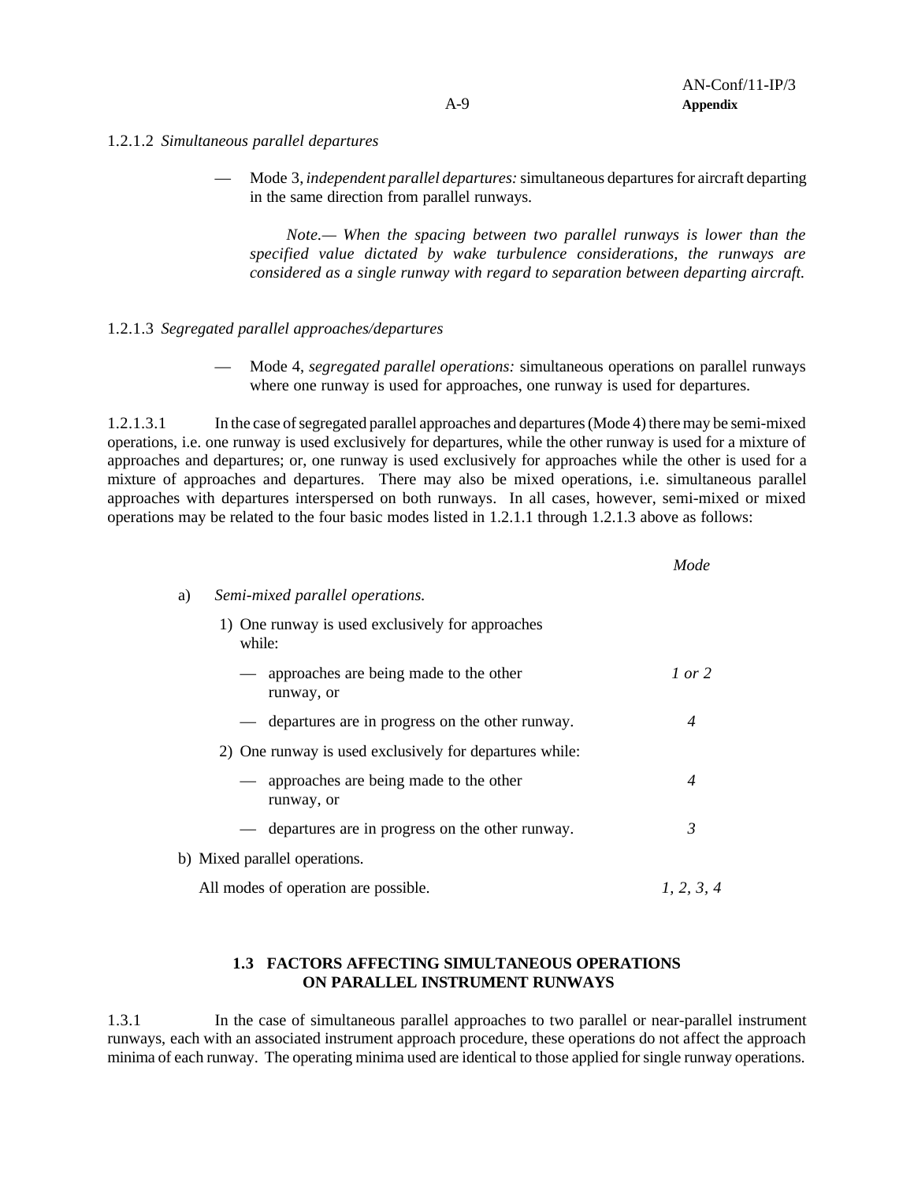1.2.1.2 *Simultaneous parallel departures*

— Mode 3, *independent parallel departures:* simultaneous departures for aircraft departing in the same direction from parallel runways.

> *Note.— When the spacing between two parallel runways is lower than the specified value dictated by wake turbulence considerations, the runways are considered as a single runway with regard to separation between departing aircraft.*

1.2.1.3 *Segregated parallel approaches/departures*

— Mode 4, *segregated parallel operations:* simultaneous operations on parallel runways where one runway is used for approaches, one runway is used for departures.

1.2.1.3.1 In the case of segregated parallel approaches and departures (Mode 4) there may be semi-mixed operations, i.e. one runway is used exclusively for departures, while the other runway is used for a mixture of approaches and departures; or, one runway is used exclusively for approaches while the other is used for a mixture of approaches and departures. There may also be mixed operations, i.e. simultaneous parallel approaches with departures interspersed on both runways. In all cases, however, semi-mixed or mixed operations may be related to the four basic modes listed in 1.2.1.1 through 1.2.1.3 above as follows:

| | *Mode* |
|---|---|
| a) *Semi-mixed parallel operations.* | |
| 1) One runway is used exclusively for approaches while: | |
| — approaches are being made to the other runway, or | *1 or 2* |
| — departures are in progress on the other runway. | *4* |
| 2) One runway is used exclusively for departures while: | |
| — approaches are being made to the other runway, or | *4* |
| — departures are in progress on the other runway. | *3* |
| b) Mixed parallel operations. | |
| All modes of operation are possible. | *1, 2, 3, 4* |

## 1.3 FACTORS AFFECTING SIMULTANEOUS OPERATIONS ON PARALLEL INSTRUMENT RUNWAYS

1.3.1 In the case of simultaneous parallel approaches to two parallel or near-parallel instrument runways, each with an associated instrument approach procedure, these operations do not affect the approach minima of each runway. The operating minima used are identical to those applied for single runway operations.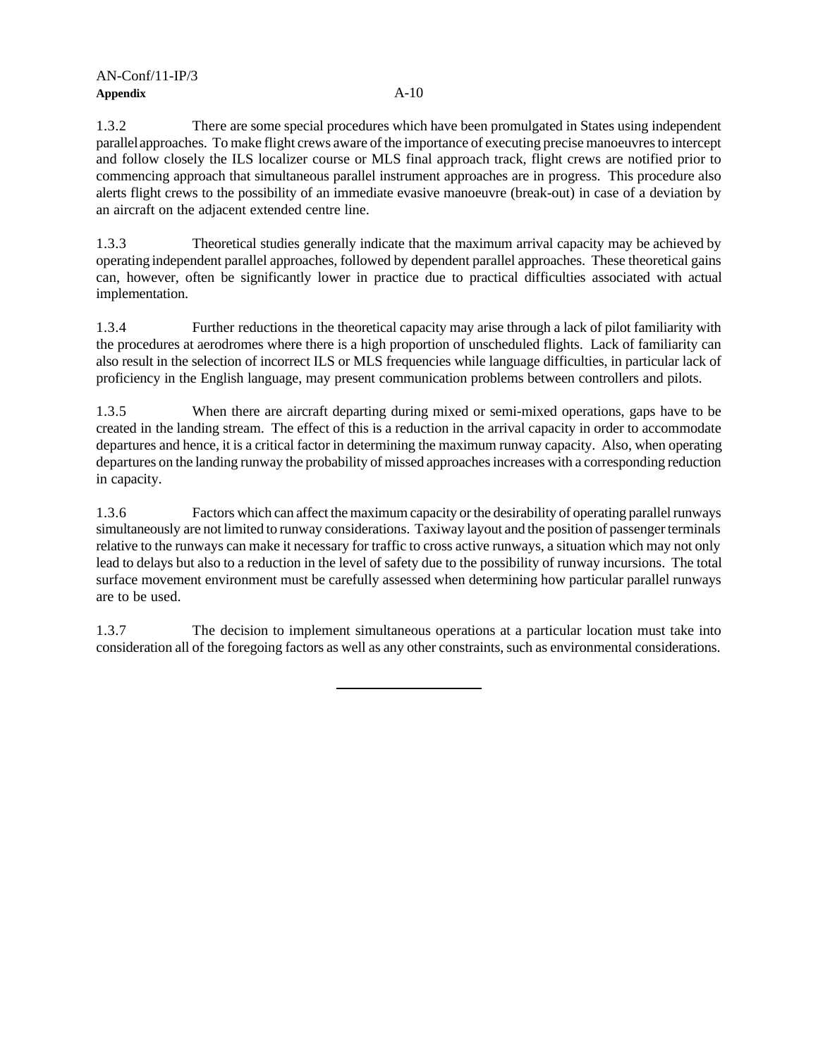1.3.2 There are some special procedures which have been promulgated in States using independent parallel approaches. To make flight crews aware of the importance of executing precise manoeuvres to intercept and follow closely the ILS localizer course or MLS final approach track, flight crews are notified prior to commencing approach that simultaneous parallel instrument approaches are in progress. This procedure also alerts flight crews to the possibility of an immediate evasive manoeuvre (break-out) in case of a deviation by an aircraft on the adjacent extended centre line.

1.3.3 Theoretical studies generally indicate that the maximum arrival capacity may be achieved by operating independent parallel approaches, followed by dependent parallel approaches. These theoretical gains can, however, often be significantly lower in practice due to practical difficulties associated with actual implementation.

1.3.4 Further reductions in the theoretical capacity may arise through a lack of pilot familiarity with the procedures at aerodromes where there is a high proportion of unscheduled flights. Lack of familiarity can also result in the selection of incorrect ILS or MLS frequencies while language difficulties, in particular lack of proficiency in the English language, may present communication problems between controllers and pilots.

1.3.5 When there are aircraft departing during mixed or semi-mixed operations, gaps have to be created in the landing stream. The effect of this is a reduction in the arrival capacity in order to accommodate departures and hence, it is a critical factor in determining the maximum runway capacity. Also, when operating departures on the landing runway the probability of missed approaches increases with a corresponding reduction in capacity.

1.3.6 Factors which can affect the maximum capacity or the desirability of operating parallel runways simultaneously are not limited to runway considerations. Taxiway layout and the position of passenger terminals relative to the runways can make it necessary for traffic to cross active runways, a situation which may not only lead to delays but also to a reduction in the level of safety due to the possibility of runway incursions. The total surface movement environment must be carefully assessed when determining how particular parallel runways are to be used.

1.3.7 The decision to implement simultaneous operations at a particular location must take into consideration all of the foregoing factors as well as any other constraints, such as environmental considerations.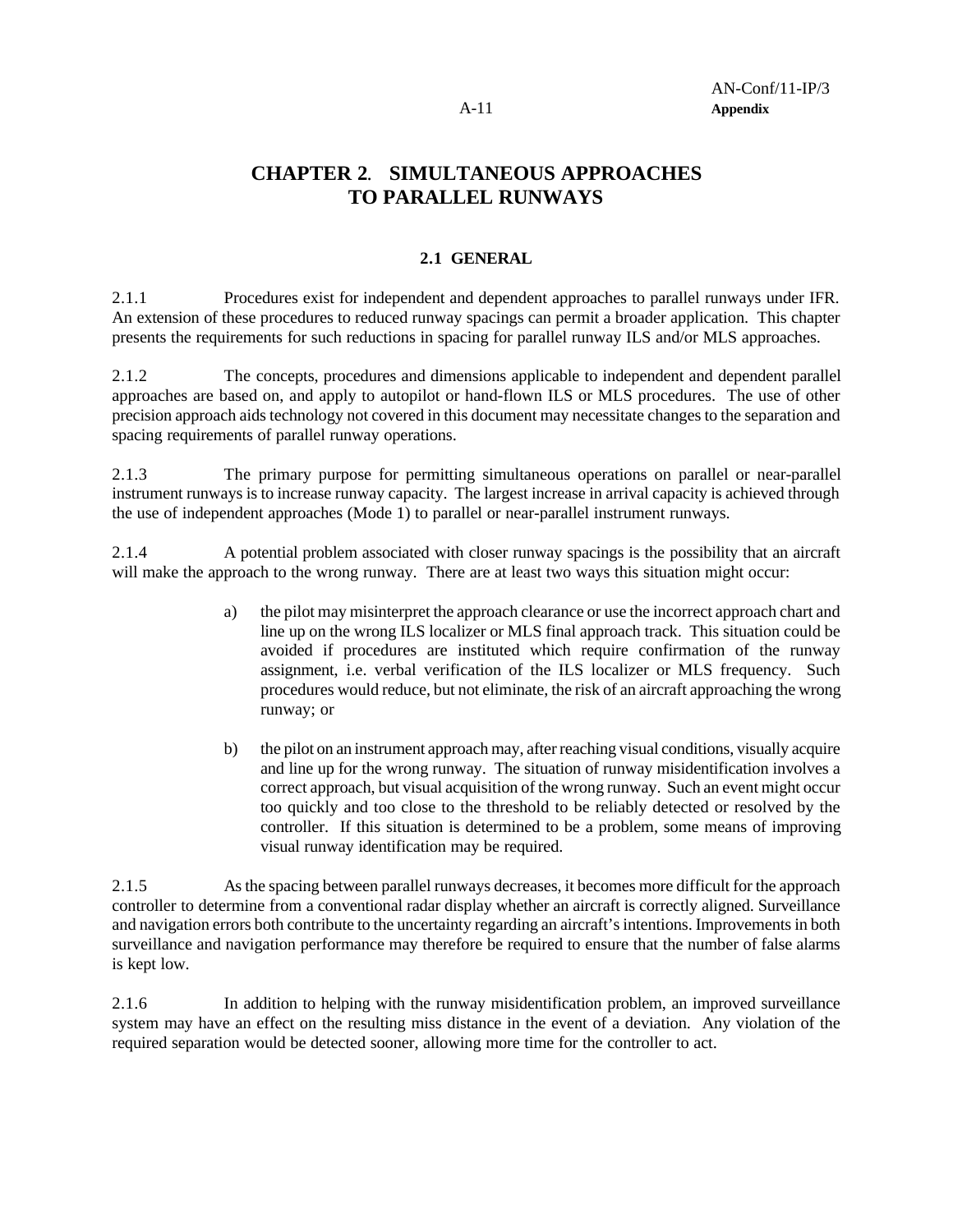# CHAPTER 2. SIMULTANEOUS APPROACHES TO PARALLEL RUNWAYS

## 2.1 GENERAL

2.1.1 Procedures exist for independent and dependent approaches to parallel runways under IFR. An extension of these procedures to reduced runway spacings can permit a broader application. This chapter presents the requirements for such reductions in spacing for parallel runway ILS and/or MLS approaches.

2.1.2 The concepts, procedures and dimensions applicable to independent and dependent parallel approaches are based on, and apply to autopilot or hand-flown ILS or MLS procedures. The use of other precision approach aids technology not covered in this document may necessitate changes to the separation and spacing requirements of parallel runway operations.

2.1.3 The primary purpose for permitting simultaneous operations on parallel or near-parallel instrument runways is to increase runway capacity. The largest increase in arrival capacity is achieved through the use of independent approaches (Mode 1) to parallel or near-parallel instrument runways.

2.1.4 A potential problem associated with closer runway spacings is the possibility that an aircraft will make the approach to the wrong runway. There are at least two ways this situation might occur:

a) the pilot may misinterpret the approach clearance or use the incorrect approach chart and line up on the wrong ILS localizer or MLS final approach track. This situation could be avoided if procedures are instituted which require confirmation of the runway assignment, i.e. verbal verification of the ILS localizer or MLS frequency. Such procedures would reduce, but not eliminate, the risk of an aircraft approaching the wrong runway; or

b) the pilot on an instrument approach may, after reaching visual conditions, visually acquire and line up for the wrong runway. The situation of runway misidentification involves a correct approach, but visual acquisition of the wrong runway. Such an event might occur too quickly and too close to the threshold to be reliably detected or resolved by the controller. If this situation is determined to be a problem, some means of improving visual runway identification may be required.

2.1.5 As the spacing between parallel runways decreases, it becomes more difficult for the approach controller to determine from a conventional radar display whether an aircraft is correctly aligned. Surveillance and navigation errors both contribute to the uncertainty regarding an aircraft's intentions. Improvements in both surveillance and navigation performance may therefore be required to ensure that the number of false alarms is kept low.

2.1.6 In addition to helping with the runway misidentification problem, an improved surveillance system may have an effect on the resulting miss distance in the event of a deviation. Any violation of the required separation would be detected sooner, allowing more time for the controller to act.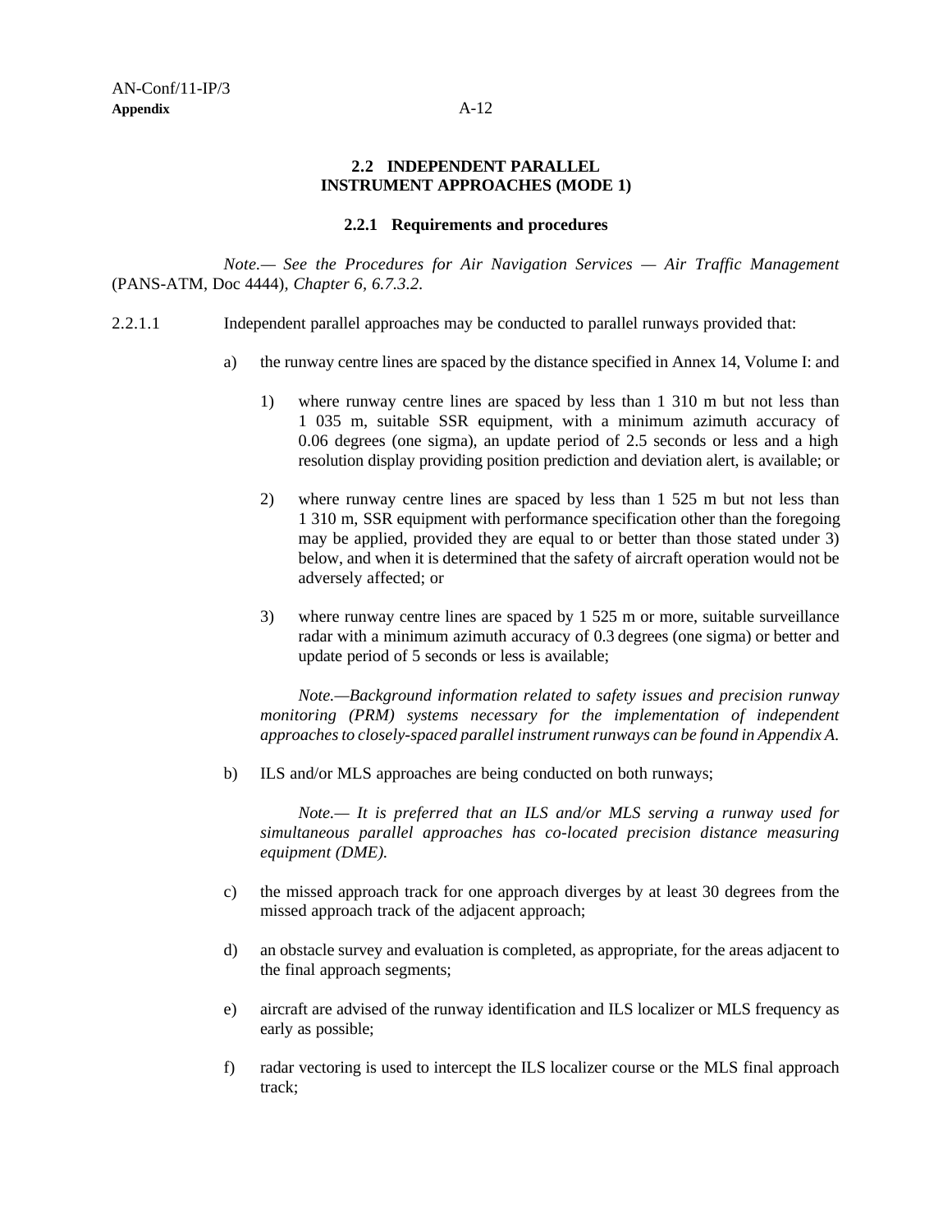### 2.2 INDEPENDENT PARALLEL INSTRUMENT APPROACHES (MODE 1)

#### 2.2.1 Requirements and procedures

*Note.— See the Procedures for Air Navigation Services — Air Traffic Management* (PANS-ATM, Doc 4444), *Chapter 6, 6.7.3.2.*

2.2.1.1 Independent parallel approaches may be conducted to parallel runways provided that:

a) the runway centre lines are spaced by the distance specified in Annex 14, Volume I: and

   1) where runway centre lines are spaced by less than 1 310 m but not less than 1 035 m, suitable SSR equipment, with a minimum azimuth accuracy of 0.06 degrees (one sigma), an update period of 2.5 seconds or less and a high resolution display providing position prediction and deviation alert, is available; or

   2) where runway centre lines are spaced by less than 1 525 m but not less than 1 310 m, SSR equipment with performance specification other than the foregoing may be applied, provided they are equal to or better than those stated under 3) below, and when it is determined that the safety of aircraft operation would not be adversely affected; or

   3) where runway centre lines are spaced by 1 525 m or more, suitable surveillance radar with a minimum azimuth accuracy of 0.3 degrees (one sigma) or better and update period of 5 seconds or less is available;

   *Note.—Background information related to safety issues and precision runway monitoring (PRM) systems necessary for the implementation of independent approaches to closely-spaced parallel instrument runways can be found in Appendix A.*

b) ILS and/or MLS approaches are being conducted on both runways;

   *Note.— It is preferred that an ILS and/or MLS serving a runway used for simultaneous parallel approaches has co-located precision distance measuring equipment (DME).*

c) the missed approach track for one approach diverges by at least 30 degrees from the missed approach track of the adjacent approach;

d) an obstacle survey and evaluation is completed, as appropriate, for the areas adjacent to the final approach segments;

e) aircraft are advised of the runway identification and ILS localizer or MLS frequency as early as possible;

f) radar vectoring is used to intercept the ILS localizer course or the MLS final approach track;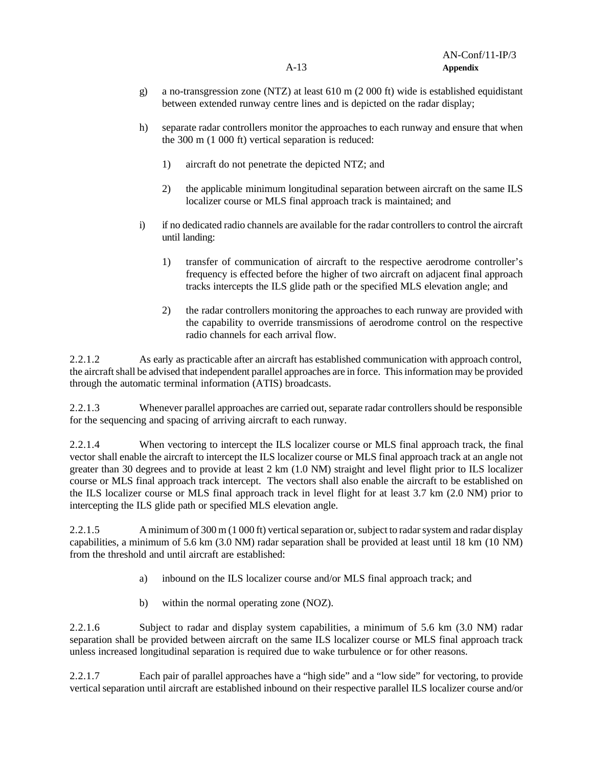g) a no-transgression zone (NTZ) at least 610 m (2 000 ft) wide is established equidistant between extended runway centre lines and is depicted on the radar display;

h) separate radar controllers monitor the approaches to each runway and ensure that when the 300 m (1 000 ft) vertical separation is reduced:

   1) aircraft do not penetrate the depicted NTZ; and

   2) the applicable minimum longitudinal separation between aircraft on the same ILS localizer course or MLS final approach track is maintained; and

i) if no dedicated radio channels are available for the radar controllers to control the aircraft until landing:

   1) transfer of communication of aircraft to the respective aerodrome controller's frequency is effected before the higher of two aircraft on adjacent final approach tracks intercepts the ILS glide path or the specified MLS elevation angle; and

   2) the radar controllers monitoring the approaches to each runway are provided with the capability to override transmissions of aerodrome control on the respective radio channels for each arrival flow.

2.2.1.2 As early as practicable after an aircraft has established communication with approach control, the aircraft shall be advised that independent parallel approaches are in force. This information may be provided through the automatic terminal information (ATIS) broadcasts.

2.2.1.3 Whenever parallel approaches are carried out, separate radar controllers should be responsible for the sequencing and spacing of arriving aircraft to each runway.

2.2.1.4 When vectoring to intercept the ILS localizer course or MLS final approach track, the final vector shall enable the aircraft to intercept the ILS localizer course or MLS final approach track at an angle not greater than 30 degrees and to provide at least 2 km (1.0 NM) straight and level flight prior to ILS localizer course or MLS final approach track intercept. The vectors shall also enable the aircraft to be established on the ILS localizer course or MLS final approach track in level flight for at least 3.7 km (2.0 NM) prior to intercepting the ILS glide path or specified MLS elevation angle.

2.2.1.5 A minimum of 300 m (1 000 ft) vertical separation or, subject to radar system and radar display capabilities, a minimum of 5.6 km (3.0 NM) radar separation shall be provided at least until 18 km (10 NM) from the threshold and until aircraft are established:

a) inbound on the ILS localizer course and/or MLS final approach track; and

b) within the normal operating zone (NOZ).

2.2.1.6 Subject to radar and display system capabilities, a minimum of 5.6 km (3.0 NM) radar separation shall be provided between aircraft on the same ILS localizer course or MLS final approach track unless increased longitudinal separation is required due to wake turbulence or for other reasons.

2.2.1.7 Each pair of parallel approaches have a "high side" and a "low side" for vectoring, to provide vertical separation until aircraft are established inbound on their respective parallel ILS localizer course and/or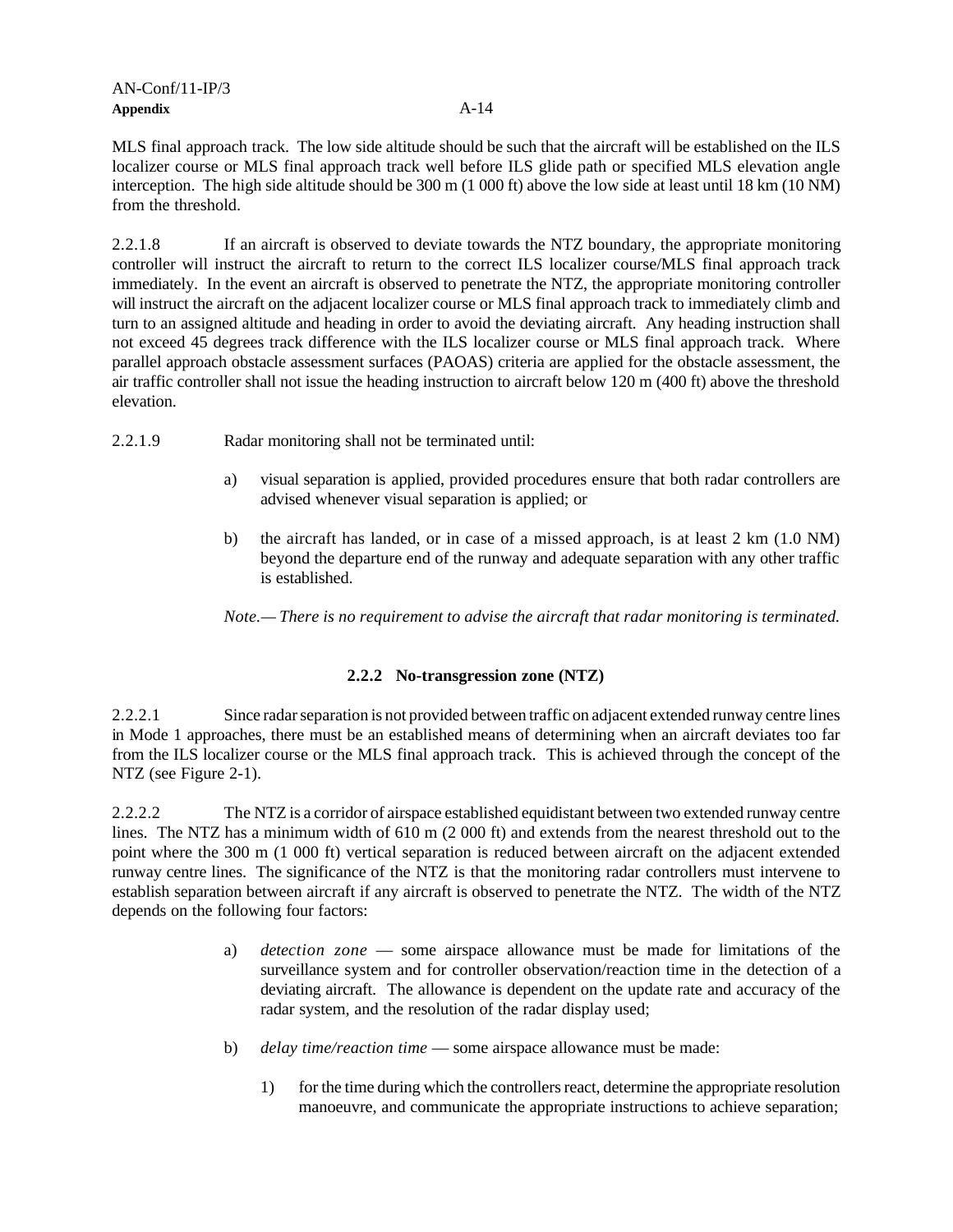MLS final approach track. The low side altitude should be such that the aircraft will be established on the ILS localizer course or MLS final approach track well before ILS glide path or specified MLS elevation angle interception. The high side altitude should be 300 m (1 000 ft) above the low side at least until 18 km (10 NM) from the threshold.

2.2.1.8 If an aircraft is observed to deviate towards the NTZ boundary, the appropriate monitoring controller will instruct the aircraft to return to the correct ILS localizer course/MLS final approach track immediately. In the event an aircraft is observed to penetrate the NTZ, the appropriate monitoring controller will instruct the aircraft on the adjacent localizer course or MLS final approach track to immediately climb and turn to an assigned altitude and heading in order to avoid the deviating aircraft. Any heading instruction shall not exceed 45 degrees track difference with the ILS localizer course or MLS final approach track. Where parallel approach obstacle assessment surfaces (PAOAS) criteria are applied for the obstacle assessment, the air traffic controller shall not issue the heading instruction to aircraft below 120 m (400 ft) above the threshold elevation.

2.2.1.9 Radar monitoring shall not be terminated until:

a) visual separation is applied, provided procedures ensure that both radar controllers are advised whenever visual separation is applied; or

b) the aircraft has landed, or in case of a missed approach, is at least 2 km (1.0 NM) beyond the departure end of the runway and adequate separation with any other traffic is established.

*Note.— There is no requirement to advise the aircraft that radar monitoring is terminated.*

### 2.2.2 No-transgression zone (NTZ)

2.2.2.1 Since radar separation is not provided between traffic on adjacent extended runway centre lines in Mode 1 approaches, there must be an established means of determining when an aircraft deviates too far from the ILS localizer course or the MLS final approach track. This is achieved through the concept of the NTZ (see Figure 2-1).

2.2.2.2 The NTZ is a corridor of airspace established equidistant between two extended runway centre lines. The NTZ has a minimum width of 610 m (2 000 ft) and extends from the nearest threshold out to the point where the 300 m (1 000 ft) vertical separation is reduced between aircraft on the adjacent extended runway centre lines. The significance of the NTZ is that the monitoring radar controllers must intervene to establish separation between aircraft if any aircraft is observed to penetrate the NTZ. The width of the NTZ depends on the following four factors:

a) *detection zone* — some airspace allowance must be made for limitations of the surveillance system and for controller observation/reaction time in the detection of a deviating aircraft. The allowance is dependent on the update rate and accuracy of the radar system, and the resolution of the radar display used;

b) *delay time/reaction time* — some airspace allowance must be made:

   1) for the time during which the controllers react, determine the appropriate resolution manoeuvre, and communicate the appropriate instructions to achieve separation;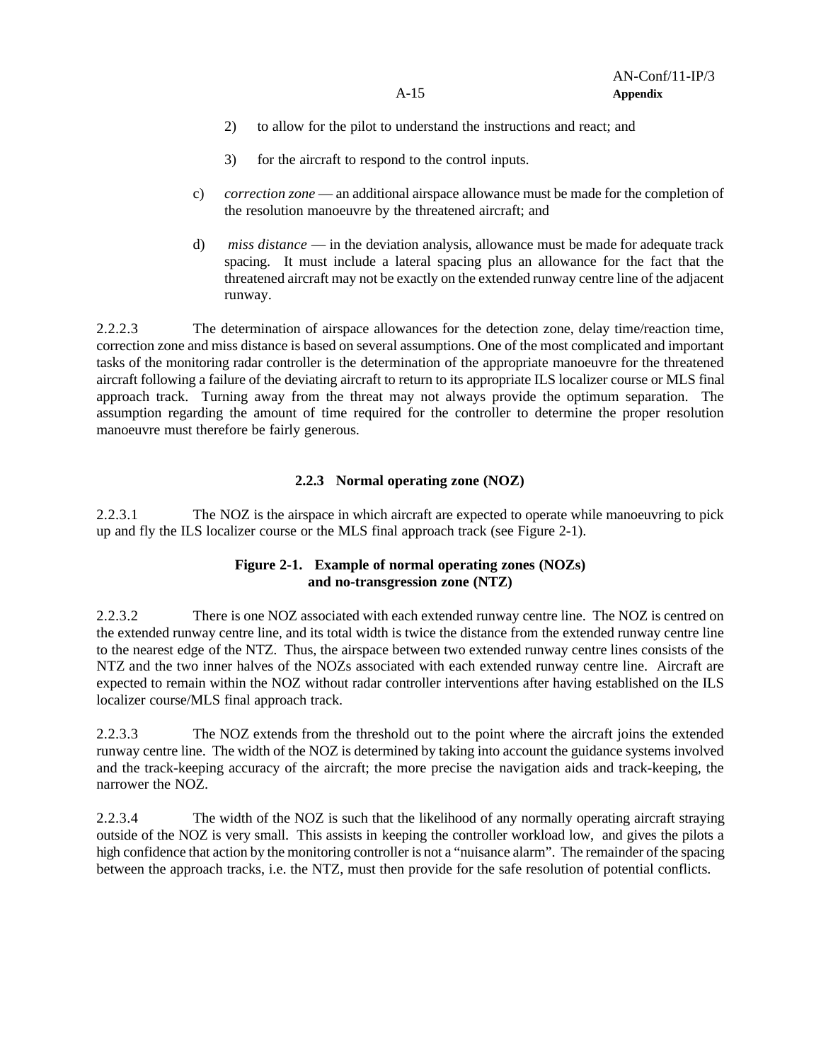2) to allow for the pilot to understand the instructions and react; and

3) for the aircraft to respond to the control inputs.

c) *correction zone* — an additional airspace allowance must be made for the completion of the resolution manoeuvre by the threatened aircraft; and

d) *miss distance* — in the deviation analysis, allowance must be made for adequate track spacing. It must include a lateral spacing plus an allowance for the fact that the threatened aircraft may not be exactly on the extended runway centre line of the adjacent runway.

2.2.2.3 The determination of airspace allowances for the detection zone, delay time/reaction time, correction zone and miss distance is based on several assumptions. One of the most complicated and important tasks of the monitoring radar controller is the determination of the appropriate manoeuvre for the threatened aircraft following a failure of the deviating aircraft to return to its appropriate ILS localizer course or MLS final approach track. Turning away from the threat may not always provide the optimum separation. The assumption regarding the amount of time required for the controller to determine the proper resolution manoeuvre must therefore be fairly generous.

### 2.2.3 Normal operating zone (NOZ)

2.2.3.1 The NOZ is the airspace in which aircraft are expected to operate while manoeuvring to pick up and fly the ILS localizer course or the MLS final approach track (see Figure 2-1).

**Figure 2-1. Example of normal operating zones (NOZs) and no-transgression zone (NTZ)**

2.2.3.2 There is one NOZ associated with each extended runway centre line. The NOZ is centred on the extended runway centre line, and its total width is twice the distance from the extended runway centre line to the nearest edge of the NTZ. Thus, the airspace between two extended runway centre lines consists of the NTZ and the two inner halves of the NOZs associated with each extended runway centre line. Aircraft are expected to remain within the NOZ without radar controller interventions after having established on the ILS localizer course/MLS final approach track.

2.2.3.3 The NOZ extends from the threshold out to the point where the aircraft joins the extended runway centre line. The width of the NOZ is determined by taking into account the guidance systems involved and the track-keeping accuracy of the aircraft; the more precise the navigation aids and track-keeping, the narrower the NOZ.

2.2.3.4 The width of the NOZ is such that the likelihood of any normally operating aircraft straying outside of the NOZ is very small. This assists in keeping the controller workload low, and gives the pilots a high confidence that action by the monitoring controller is not a "nuisance alarm". The remainder of the spacing between the approach tracks, i.e. the NTZ, must then provide for the safe resolution of potential conflicts.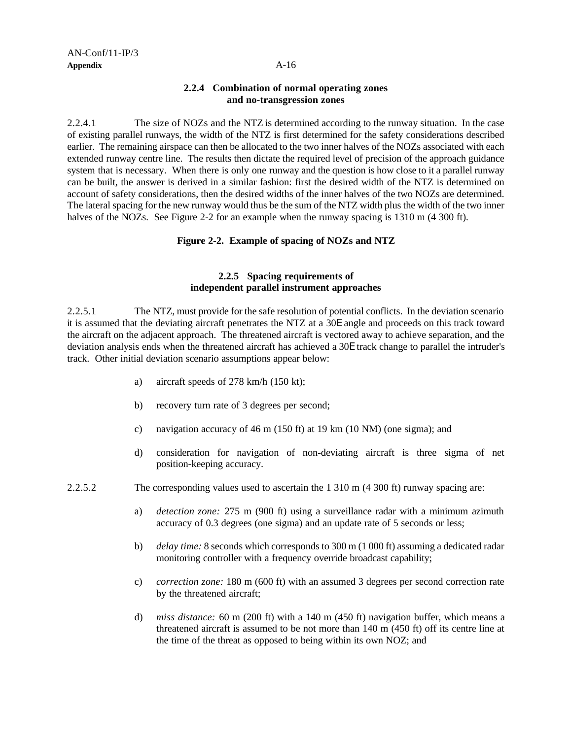### 2.2.4 Combination of normal operating zones and no-transgression zones

2.2.4.1 The size of NOZs and the NTZ is determined according to the runway situation. In the case of existing parallel runways, the width of the NTZ is first determined for the safety considerations described earlier. The remaining airspace can then be allocated to the two inner halves of the NOZs associated with each extended runway centre line. The results then dictate the required level of precision of the approach guidance system that is necessary. When there is only one runway and the question is how close to it a parallel runway can be built, the answer is derived in a similar fashion: first the desired width of the NTZ is determined on account of safety considerations, then the desired widths of the inner halves of the two NOZs are determined. The lateral spacing for the new runway would thus be the sum of the NTZ width plus the width of the two inner halves of the NOZs. See Figure 2-2 for an example when the runway spacing is 1310 m (4 300 ft).

**Figure 2-2. Example of spacing of NOZs and NTZ**

### 2.2.5 Spacing requirements of independent parallel instrument approaches

2.2.5.1 The NTZ, must provide for the safe resolution of potential conflicts. In the deviation scenario it is assumed that the deviating aircraft penetrates the NTZ at a 30E angle and proceeds on this track toward the aircraft on the adjacent approach. The threatened aircraft is vectored away to achieve separation, and the deviation analysis ends when the threatened aircraft has achieved a 30E track change to parallel the intruder's track. Other initial deviation scenario assumptions appear below:

a) aircraft speeds of 278 km/h (150 kt);

b) recovery turn rate of 3 degrees per second;

c) navigation accuracy of 46 m (150 ft) at 19 km (10 NM) (one sigma); and

d) consideration for navigation of non-deviating aircraft is three sigma of net position-keeping accuracy.

2.2.5.2 The corresponding values used to ascertain the 1 310 m (4 300 ft) runway spacing are:

a) *detection zone:* 275 m (900 ft) using a surveillance radar with a minimum azimuth accuracy of 0.3 degrees (one sigma) and an update rate of 5 seconds or less;

b) *delay time:* 8 seconds which corresponds to 300 m (1 000 ft) assuming a dedicated radar monitoring controller with a frequency override broadcast capability;

c) *correction zone:* 180 m (600 ft) with an assumed 3 degrees per second correction rate by the threatened aircraft;

d) *miss distance:* 60 m (200 ft) with a 140 m (450 ft) navigation buffer, which means a threatened aircraft is assumed to be not more than 140 m (450 ft) off its centre line at the time of the threat as opposed to being within its own NOZ; and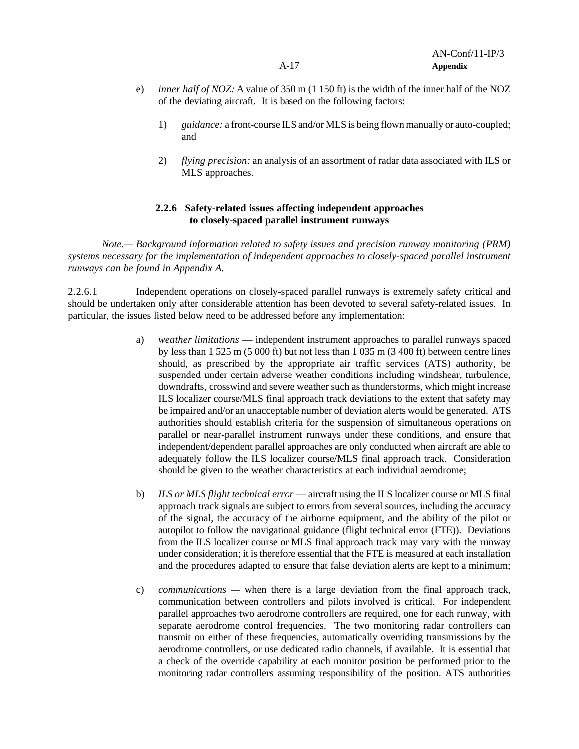e) *inner half of NOZ:* A value of 350 m (1 150 ft) is the width of the inner half of the NOZ of the deviating aircraft. It is based on the following factors:

   1) *guidance:* a front-course ILS and/or MLS is being flown manually or auto-coupled; and

   2) *flying precision:* an analysis of an assortment of radar data associated with ILS or MLS approaches.

### 2.2.6 Safety-related issues affecting independent approaches to closely-spaced parallel instrument runways

*Note.— Background information related to safety issues and precision runway monitoring (PRM) systems necessary for the implementation of independent approaches to closely-spaced parallel instrument runways can be found in Appendix A.*

2.2.6.1 Independent operations on closely-spaced parallel runways is extremely safety critical and should be undertaken only after considerable attention has been devoted to several safety-related issues. In particular, the issues listed below need to be addressed before any implementation:

a) *weather limitations* — independent instrument approaches to parallel runways spaced by less than 1 525 m (5 000 ft) but not less than 1 035 m (3 400 ft) between centre lines should, as prescribed by the appropriate air traffic services (ATS) authority, be suspended under certain adverse weather conditions including windshear, turbulence, downdrafts, crosswind and severe weather such as thunderstorms, which might increase ILS localizer course/MLS final approach track deviations to the extent that safety may be impaired and/or an unacceptable number of deviation alerts would be generated. ATS authorities should establish criteria for the suspension of simultaneous operations on parallel or near-parallel instrument runways under these conditions, and ensure that independent/dependent parallel approaches are only conducted when aircraft are able to adequately follow the ILS localizer course/MLS final approach track. Consideration should be given to the weather characteristics at each individual aerodrome;

b) *ILS or MLS flight technical error* — aircraft using the ILS localizer course or MLS final approach track signals are subject to errors from several sources, including the accuracy of the signal, the accuracy of the airborne equipment, and the ability of the pilot or autopilot to follow the navigational guidance (flight technical error (FTE)). Deviations from the ILS localizer course or MLS final approach track may vary with the runway under consideration; it is therefore essential that the FTE is measured at each installation and the procedures adapted to ensure that false deviation alerts are kept to a minimum;

c) *communications* — when there is a large deviation from the final approach track, communication between controllers and pilots involved is critical. For independent parallel approaches two aerodrome controllers are required, one for each runway, with separate aerodrome control frequencies. The two monitoring radar controllers can transmit on either of these frequencies, automatically overriding transmissions by the aerodrome controllers, or use dedicated radio channels, if available. It is essential that a check of the override capability at each monitor position be performed prior to the monitoring radar controllers assuming responsibility of the position. ATS authorities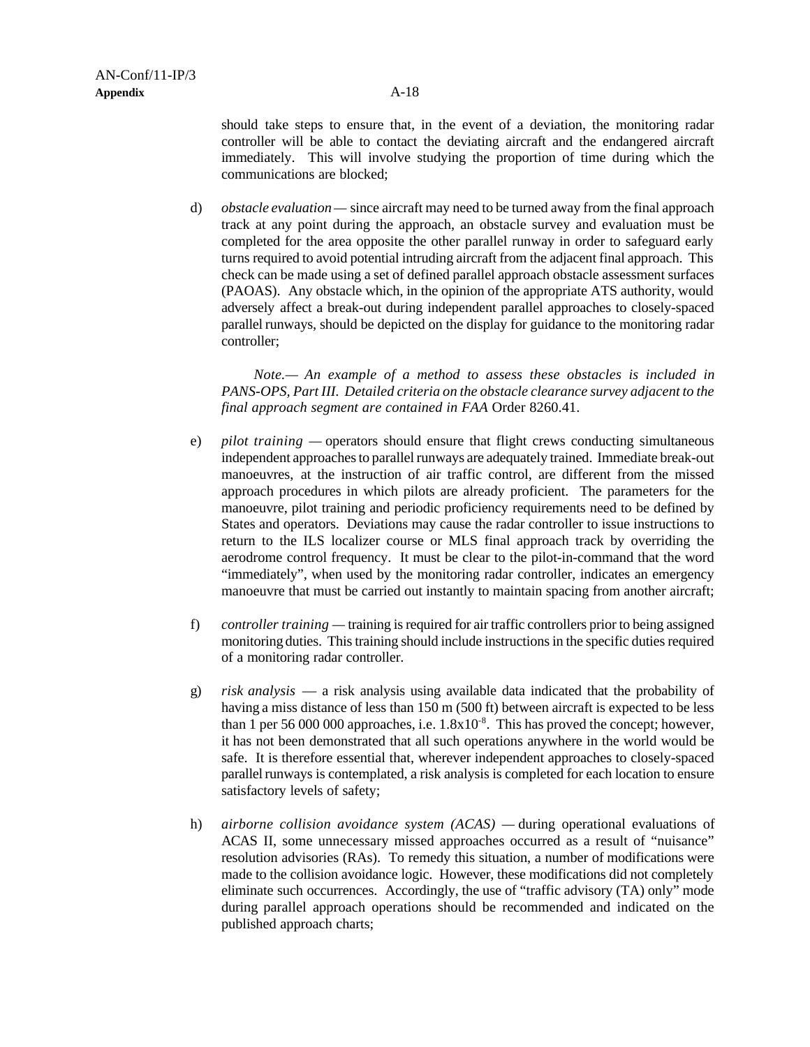should take steps to ensure that, in the event of a deviation, the monitoring radar controller will be able to contact the deviating aircraft and the endangered aircraft immediately. This will involve studying the proportion of time during which the communications are blocked;

d) *obstacle evaluation* — since aircraft may need to be turned away from the final approach track at any point during the approach, an obstacle survey and evaluation must be completed for the area opposite the other parallel runway in order to safeguard early turns required to avoid potential intruding aircraft from the adjacent final approach. This check can be made using a set of defined parallel approach obstacle assessment surfaces (PAOAS). Any obstacle which, in the opinion of the appropriate ATS authority, would adversely affect a break-out during independent parallel approaches to closely-spaced parallel runways, should be depicted on the display for guidance to the monitoring radar controller;

*Note.— An example of a method to assess these obstacles is included in PANS-OPS, Part III. Detailed criteria on the obstacle clearance survey adjacent to the final approach segment are contained in FAA* Order 8260.41.

e) *pilot training* — operators should ensure that flight crews conducting simultaneous independent approaches to parallel runways are adequately trained. Immediate break-out manoeuvres, at the instruction of air traffic control, are different from the missed approach procedures in which pilots are already proficient. The parameters for the manoeuvre, pilot training and periodic proficiency requirements need to be defined by States and operators. Deviations may cause the radar controller to issue instructions to return to the ILS localizer course or MLS final approach track by overriding the aerodrome control frequency. It must be clear to the pilot-in-command that the word "immediately", when used by the monitoring radar controller, indicates an emergency manoeuvre that must be carried out instantly to maintain spacing from another aircraft;

f) *controller training* — training is required for air traffic controllers prior to being assigned monitoring duties. This training should include instructions in the specific duties required of a monitoring radar controller.

g) *risk analysis* — a risk analysis using available data indicated that the probability of having a miss distance of less than 150 m (500 ft) between aircraft is expected to be less than 1 per 56 000 000 approaches, i.e. $1.8 \times 10^{-8}$. This has proved the concept; however, it has not been demonstrated that all such operations anywhere in the world would be safe. It is therefore essential that, wherever independent approaches to closely-spaced parallel runways is contemplated, a risk analysis is completed for each location to ensure satisfactory levels of safety;

h) *airborne collision avoidance system (ACAS)* — during operational evaluations of ACAS II, some unnecessary missed approaches occurred as a result of "nuisance" resolution advisories (RAs). To remedy this situation, a number of modifications were made to the collision avoidance logic. However, these modifications did not completely eliminate such occurrences. Accordingly, the use of "traffic advisory (TA) only" mode during parallel approach operations should be recommended and indicated on the published approach charts;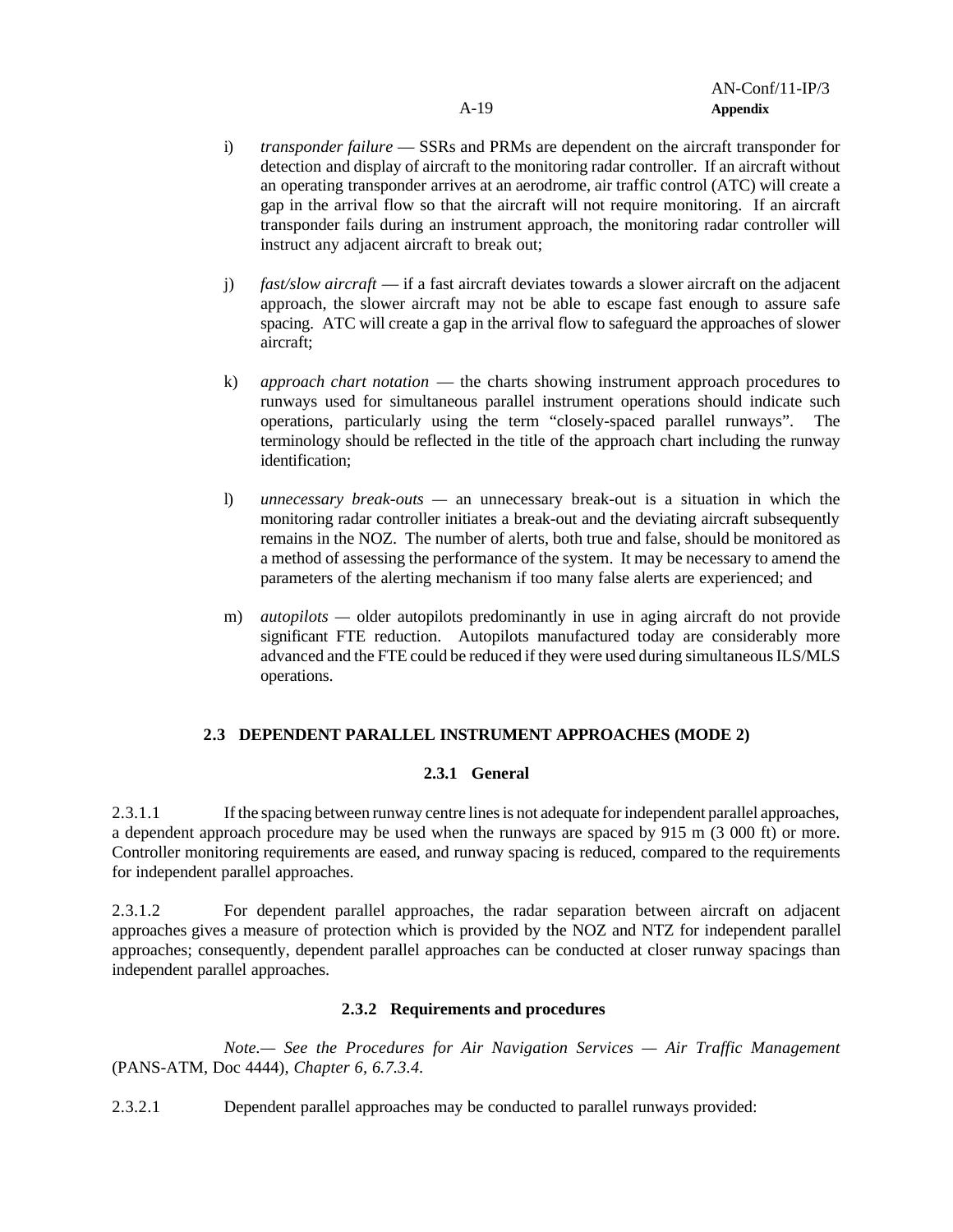i) *transponder failure* — SSRs and PRMs are dependent on the aircraft transponder for detection and display of aircraft to the monitoring radar controller. If an aircraft without an operating transponder arrives at an aerodrome, air traffic control (ATC) will create a gap in the arrival flow so that the aircraft will not require monitoring. If an aircraft transponder fails during an instrument approach, the monitoring radar controller will instruct any adjacent aircraft to break out;

j) *fast/slow aircraft* — if a fast aircraft deviates towards a slower aircraft on the adjacent approach, the slower aircraft may not be able to escape fast enough to assure safe spacing. ATC will create a gap in the arrival flow to safeguard the approaches of slower aircraft;

k) *approach chart notation* — the charts showing instrument approach procedures to runways used for simultaneous parallel instrument operations should indicate such operations, particularly using the term "closely-spaced parallel runways". The terminology should be reflected in the title of the approach chart including the runway identification;

l) *unnecessary break-outs* — an unnecessary break-out is a situation in which the monitoring radar controller initiates a break-out and the deviating aircraft subsequently remains in the NOZ. The number of alerts, both true and false, should be monitored as a method of assessing the performance of the system. It may be necessary to amend the parameters of the alerting mechanism if too many false alerts are experienced; and

m) *autopilots* — older autopilots predominantly in use in aging aircraft do not provide significant FTE reduction. Autopilots manufactured today are considerably more advanced and the FTE could be reduced if they were used during simultaneous ILS/MLS operations.

## 2.3 DEPENDENT PARALLEL INSTRUMENT APPROACHES (MODE 2)

### 2.3.1 General

2.3.1.1 If the spacing between runway centre lines is not adequate for independent parallel approaches, a dependent approach procedure may be used when the runways are spaced by 915 m (3 000 ft) or more. Controller monitoring requirements are eased, and runway spacing is reduced, compared to the requirements for independent parallel approaches.

2.3.1.2 For dependent parallel approaches, the radar separation between aircraft on adjacent approaches gives a measure of protection which is provided by the NOZ and NTZ for independent parallel approaches; consequently, dependent parallel approaches can be conducted at closer runway spacings than independent parallel approaches.

### 2.3.2 Requirements and procedures

*Note.— See the Procedures for Air Navigation Services — Air Traffic Management* (PANS-ATM, Doc 4444), *Chapter 6, 6.7.3.4.*

2.3.2.1 Dependent parallel approaches may be conducted to parallel runways provided: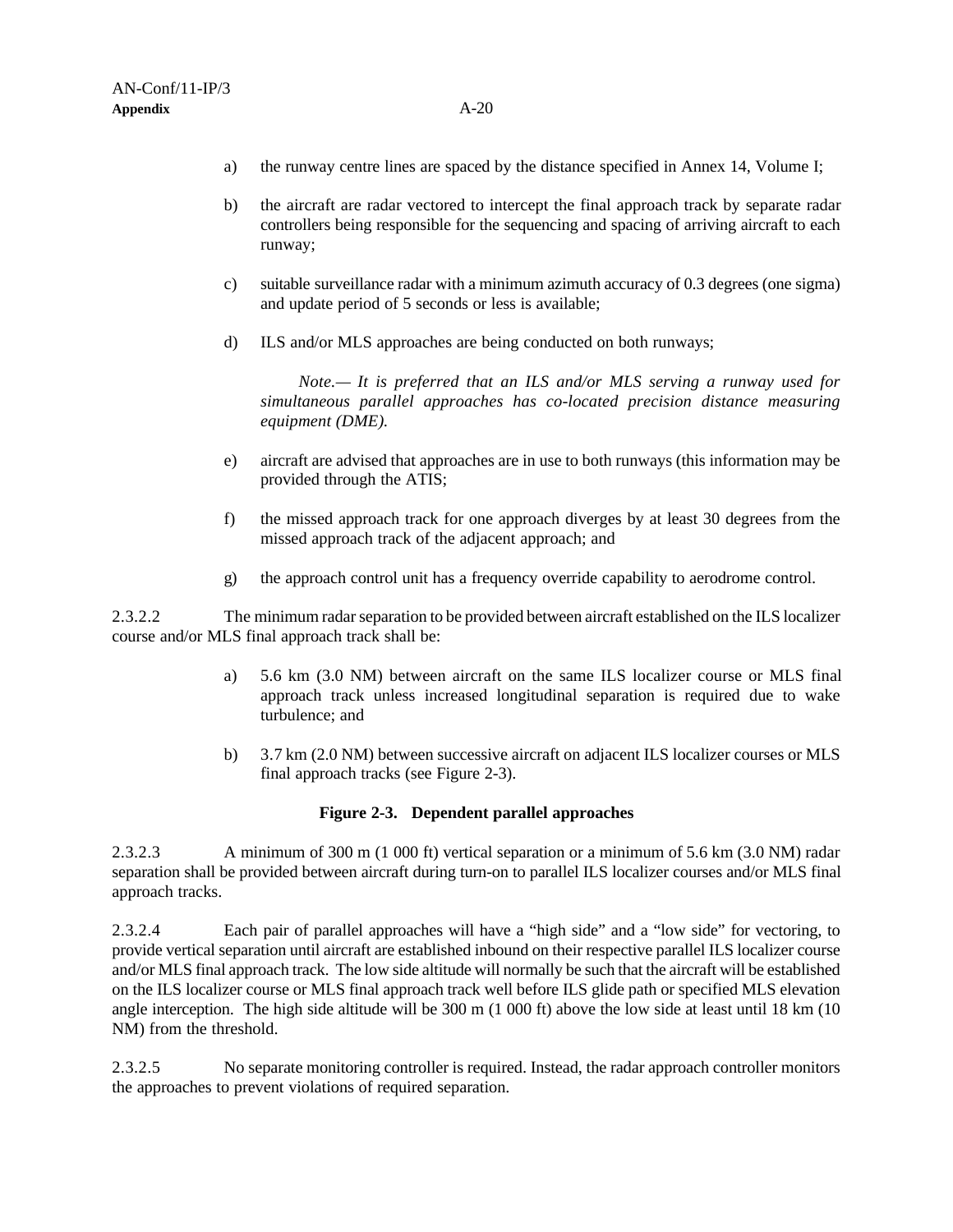a) the runway centre lines are spaced by the distance specified in Annex 14, Volume I;

b) the aircraft are radar vectored to intercept the final approach track by separate radar controllers being responsible for the sequencing and spacing of arriving aircraft to each runway;

c) suitable surveillance radar with a minimum azimuth accuracy of 0.3 degrees (one sigma) and update period of 5 seconds or less is available;

d) ILS and/or MLS approaches are being conducted on both runways;

*Note.— It is preferred that an ILS and/or MLS serving a runway used for simultaneous parallel approaches has co-located precision distance measuring equipment (DME).*

e) aircraft are advised that approaches are in use to both runways (this information may be provided through the ATIS;

f) the missed approach track for one approach diverges by at least 30 degrees from the missed approach track of the adjacent approach; and

g) the approach control unit has a frequency override capability to aerodrome control.

2.3.2.2 The minimum radar separation to be provided between aircraft established on the ILS localizer course and/or MLS final approach track shall be:

a) 5.6 km (3.0 NM) between aircraft on the same ILS localizer course or MLS final approach track unless increased longitudinal separation is required due to wake turbulence; and

b) 3.7 km (2.0 NM) between successive aircraft on adjacent ILS localizer courses or MLS final approach tracks (see Figure 2-3).

**Figure 2-3. Dependent parallel approaches**

2.3.2.3 A minimum of 300 m (1 000 ft) vertical separation or a minimum of 5.6 km (3.0 NM) radar separation shall be provided between aircraft during turn-on to parallel ILS localizer courses and/or MLS final approach tracks.

2.3.2.4 Each pair of parallel approaches will have a "high side" and a "low side" for vectoring, to provide vertical separation until aircraft are established inbound on their respective parallel ILS localizer course and/or MLS final approach track. The low side altitude will normally be such that the aircraft will be established on the ILS localizer course or MLS final approach track well before ILS glide path or specified MLS elevation angle interception. The high side altitude will be 300 m (1 000 ft) above the low side at least until 18 km (10 NM) from the threshold.

2.3.2.5 No separate monitoring controller is required. Instead, the radar approach controller monitors the approaches to prevent violations of required separation.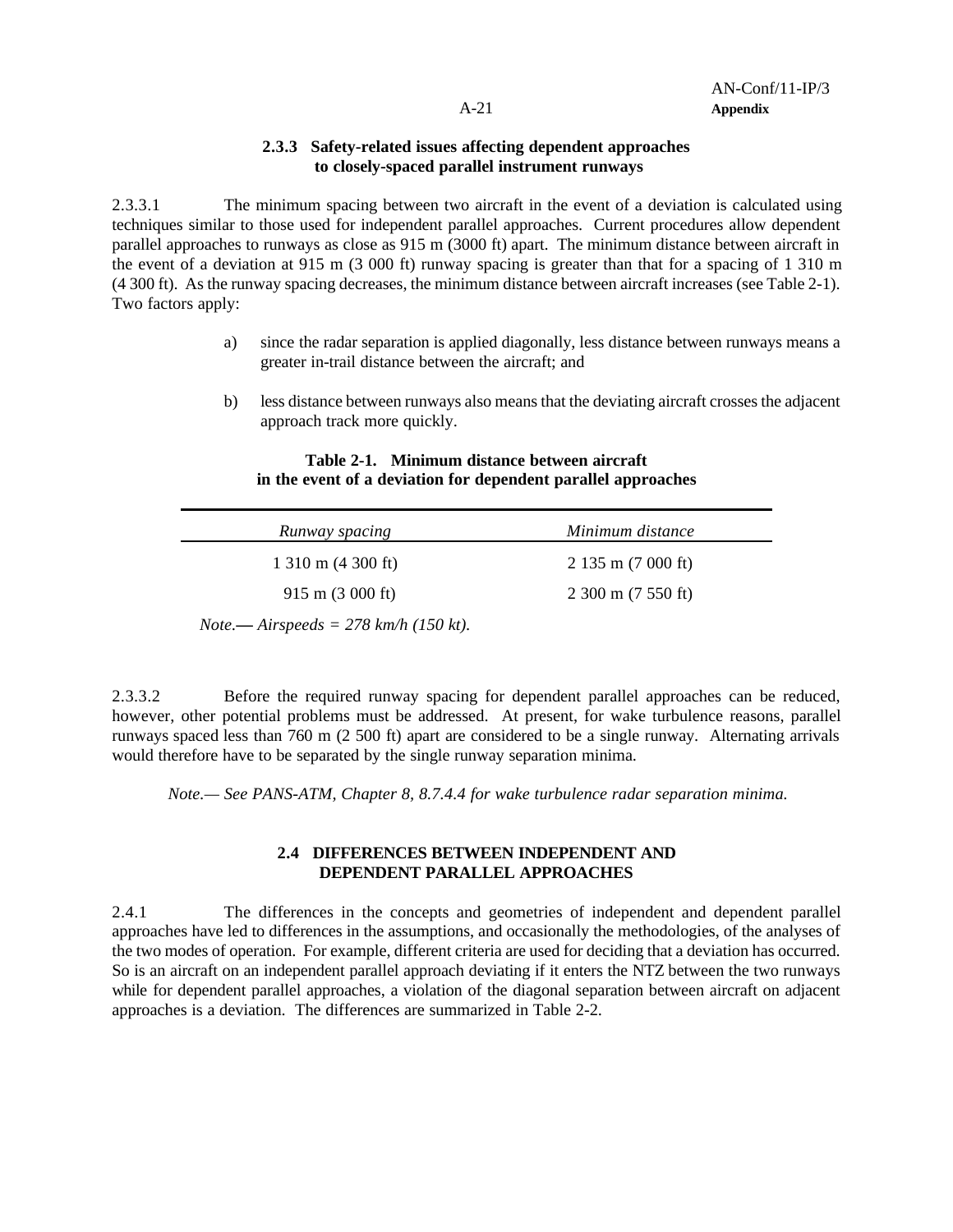### 2.3.3 Safety-related issues affecting dependent approaches to closely-spaced parallel instrument runways

2.3.3.1 The minimum spacing between two aircraft in the event of a deviation is calculated using techniques similar to those used for independent parallel approaches. Current procedures allow dependent parallel approaches to runways as close as 915 m (3000 ft) apart. The minimum distance between aircraft in the event of a deviation at 915 m (3 000 ft) runway spacing is greater than that for a spacing of 1 310 m (4 300 ft). As the runway spacing decreases, the minimum distance between aircraft increases (see Table 2-1). Two factors apply:

a) since the radar separation is applied diagonally, less distance between runways means a greater in-trail distance between the aircraft; and

b) less distance between runways also means that the deviating aircraft crosses the adjacent approach track more quickly.

**Table 2-1. Minimum distance between aircraft in the event of a deviation for dependent parallel approaches**

| *Runway spacing* | *Minimum distance* |
|---|---|
| 1 310 m (4 300 ft) | 2 135 m (7 000 ft) |
| 915 m (3 000 ft) | 2 300 m (7 550 ft) |

*Note.— Airspeeds = 278 km/h (150 kt).*

2.3.3.2 Before the required runway spacing for dependent parallel approaches can be reduced, however, other potential problems must be addressed. At present, for wake turbulence reasons, parallel runways spaced less than 760 m (2 500 ft) apart are considered to be a single runway. Alternating arrivals would therefore have to be separated by the single runway separation minima.

*Note.— See PANS-ATM, Chapter 8, 8.7.4.4 for wake turbulence radar separation minima.*

## 2.4 DIFFERENCES BETWEEN INDEPENDENT AND DEPENDENT PARALLEL APPROACHES

2.4.1 The differences in the concepts and geometries of independent and dependent parallel approaches have led to differences in the assumptions, and occasionally the methodologies, of the analyses of the two modes of operation. For example, different criteria are used for deciding that a deviation has occurred. So is an aircraft on an independent parallel approach deviating if it enters the NTZ between the two runways while for dependent parallel approaches, a violation of the diagonal separation between aircraft on adjacent approaches is a deviation. The differences are summarized in Table 2-2.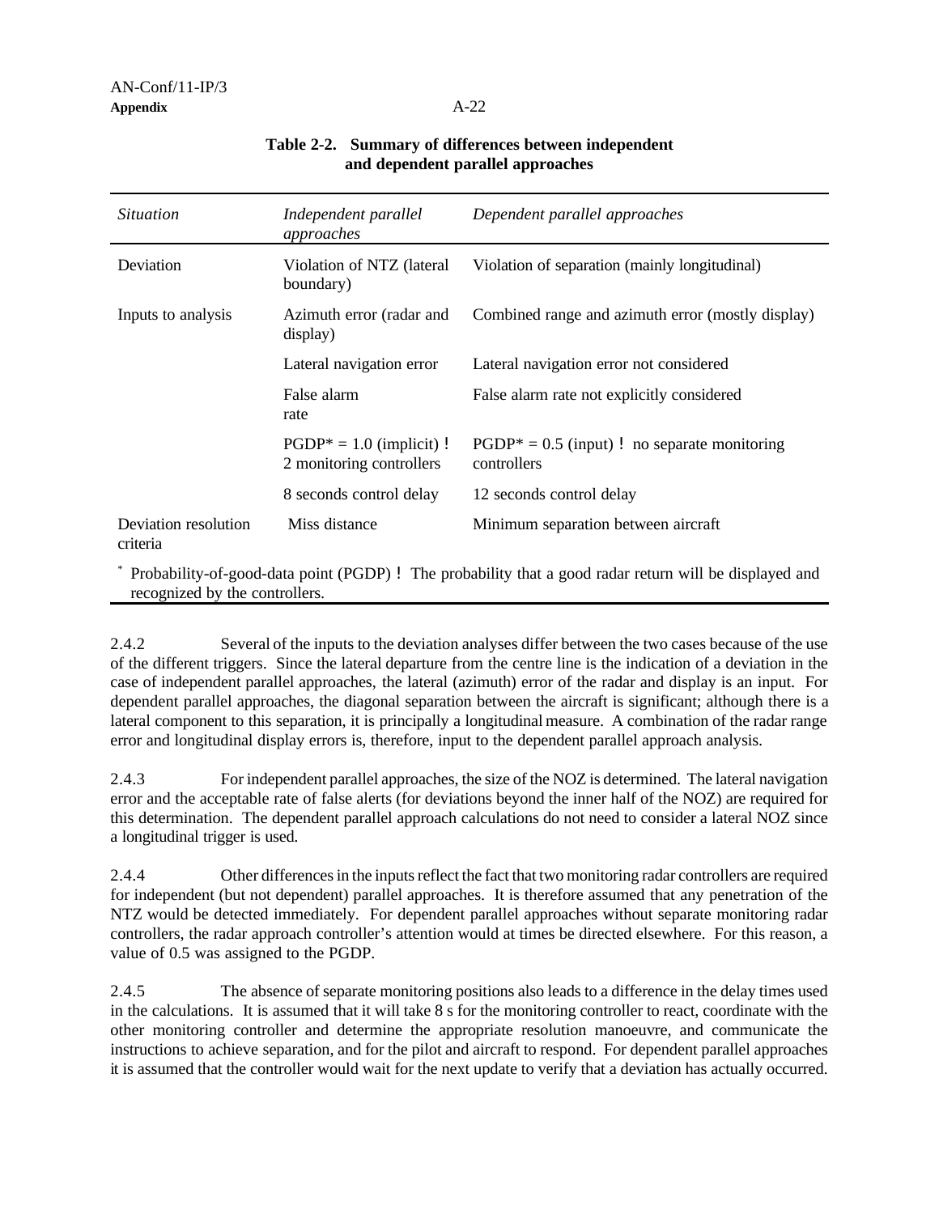**Table 2-2. Summary of differences between independent and dependent parallel approaches**

| *Situation* | *Independent parallel approaches* | *Dependent parallel approaches* |
|---|---|---|
| Deviation | Violation of NTZ (lateral boundary) | Violation of separation (mainly longitudinal) |
| Inputs to analysis | Azimuth error (radar and display) | Combined range and azimuth error (mostly display) |
| | Lateral navigation error | Lateral navigation error not considered |
| | False alarm rate | False alarm rate not explicitly considered |
| | PGDP* = 1.0 (implicit) ! 2 monitoring controllers | PGDP* = 0.5 (input) ! no separate monitoring controllers |
| | 8 seconds control delay | 12 seconds control delay |
| Deviation resolution criteria | Miss distance | Minimum separation between aircraft |

\* Probability-of-good-data point (PGDP) ! The probability that a good radar return will be displayed and recognized by the controllers.

2.4.2 Several of the inputs to the deviation analyses differ between the two cases because of the use of the different triggers. Since the lateral departure from the centre line is the indication of a deviation in the case of independent parallel approaches, the lateral (azimuth) error of the radar and display is an input. For dependent parallel approaches, the diagonal separation between the aircraft is significant; although there is a lateral component to this separation, it is principally a longitudinal measure. A combination of the radar range error and longitudinal display errors is, therefore, input to the dependent parallel approach analysis.

2.4.3 For independent parallel approaches, the size of the NOZ is determined. The lateral navigation error and the acceptable rate of false alerts (for deviations beyond the inner half of the NOZ) are required for this determination. The dependent parallel approach calculations do not need to consider a lateral NOZ since a longitudinal trigger is used.

2.4.4 Other differences in the inputs reflect the fact that two monitoring radar controllers are required for independent (but not dependent) parallel approaches. It is therefore assumed that any penetration of the NTZ would be detected immediately. For dependent parallel approaches without separate monitoring radar controllers, the radar approach controller's attention would at times be directed elsewhere. For this reason, a value of 0.5 was assigned to the PGDP.

2.4.5 The absence of separate monitoring positions also leads to a difference in the delay times used in the calculations. It is assumed that it will take 8 s for the monitoring controller to react, coordinate with the other monitoring controller and determine the appropriate resolution manoeuvre, and communicate the instructions to achieve separation, and for the pilot and aircraft to respond. For dependent parallel approaches it is assumed that the controller would wait for the next update to verify that a deviation has actually occurred.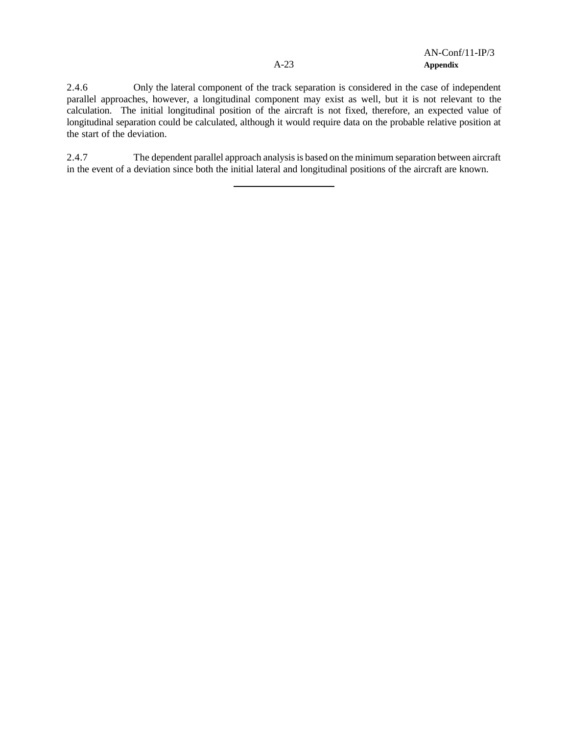2.4.6 Only the lateral component of the track separation is considered in the case of independent parallel approaches, however, a longitudinal component may exist as well, but it is not relevant to the calculation. The initial longitudinal position of the aircraft is not fixed, therefore, an expected value of longitudinal separation could be calculated, although it would require data on the probable relative position at the start of the deviation.

2.4.7 The dependent parallel approach analysis is based on the minimum separation between aircraft in the event of a deviation since both the initial lateral and longitudinal positions of the aircraft are known.

---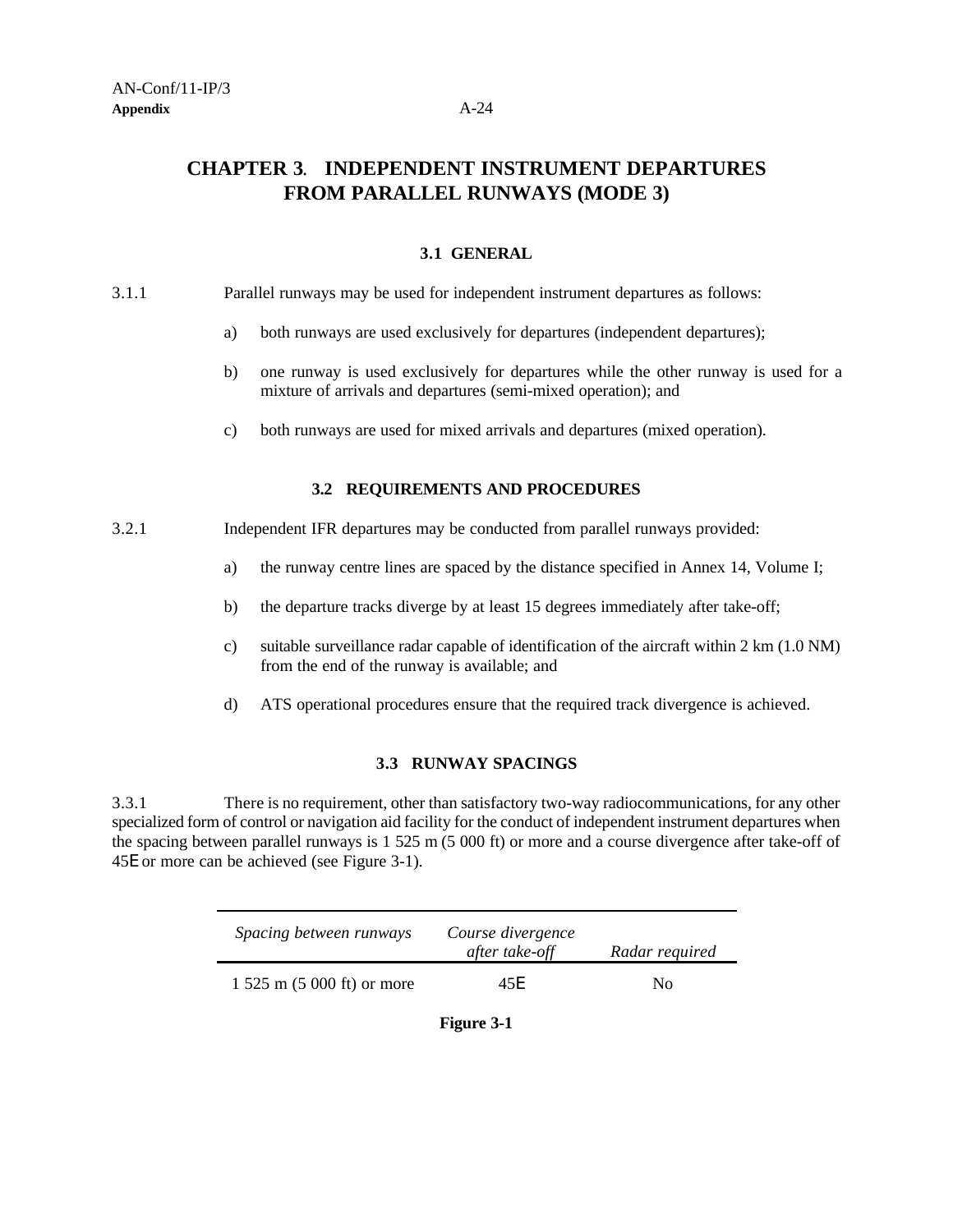# CHAPTER 3. INDEPENDENT INSTRUMENT DEPARTURES FROM PARALLEL RUNWAYS (MODE 3)

## 3.1 GENERAL

3.1.1 Parallel runways may be used for independent instrument departures as follows:

a) both runways are used exclusively for departures (independent departures);

b) one runway is used exclusively for departures while the other runway is used for a mixture of arrivals and departures (semi-mixed operation); and

c) both runways are used for mixed arrivals and departures (mixed operation).

## 3.2 REQUIREMENTS AND PROCEDURES

3.2.1 Independent IFR departures may be conducted from parallel runways provided:

a) the runway centre lines are spaced by the distance specified in Annex 14, Volume I;

b) the departure tracks diverge by at least 15 degrees immediately after take-off;

c) suitable surveillance radar capable of identification of the aircraft within 2 km (1.0 NM) from the end of the runway is available; and

d) ATS operational procedures ensure that the required track divergence is achieved.

## 3.3 RUNWAY SPACINGS

3.3.1 There is no requirement, other than satisfactory two-way radiocommunications, for any other specialized form of control or navigation aid facility for the conduct of independent instrument departures when the spacing between parallel runways is 1 525 m (5 000 ft) or more and a course divergence after take-off of 45E or more can be achieved (see Figure 3-1).

| *Spacing between runways* | *Course divergence after take-off* | *Radar required* |
|---|---|---|
| 1 525 m (5 000 ft) or more | 45E | No |

**Figure 3-1**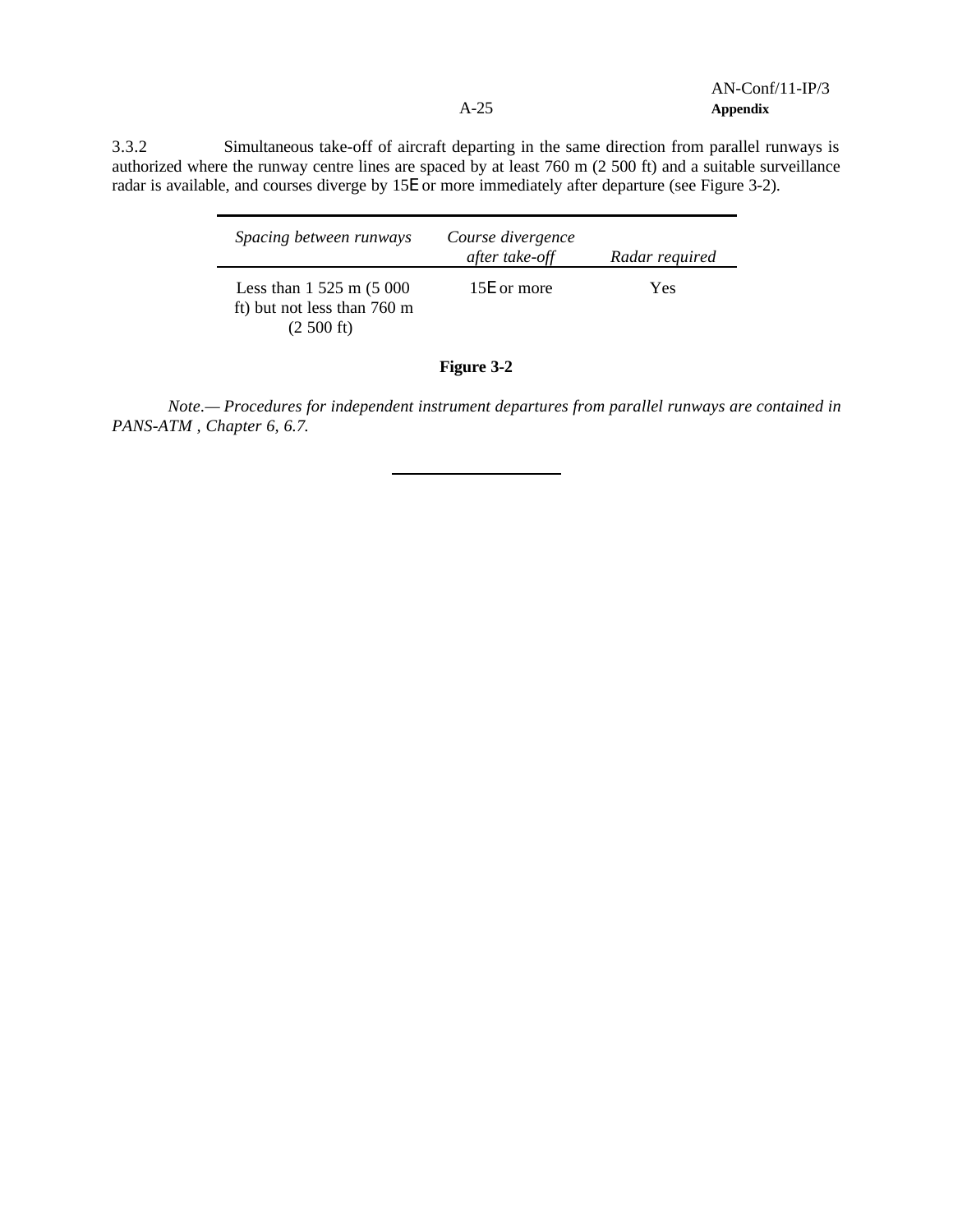3.3.2 Simultaneous take-off of aircraft departing in the same direction from parallel runways is authorized where the runway centre lines are spaced by at least 760 m (2 500 ft) and a suitable surveillance radar is available, and courses diverge by 15E or more immediately after departure (see Figure 3-2).

| *Spacing between runways* | *Course divergence after take-off* | *Radar required* |
|---|---|---|
| Less than 1 525 m (5 000 ft) but not less than 760 m (2 500 ft) | 15E or more | Yes |

**Figure 3-2**

*Note.— Procedures for independent instrument departures from parallel runways are contained in PANS-ATM , Chapter 6, 6.7.*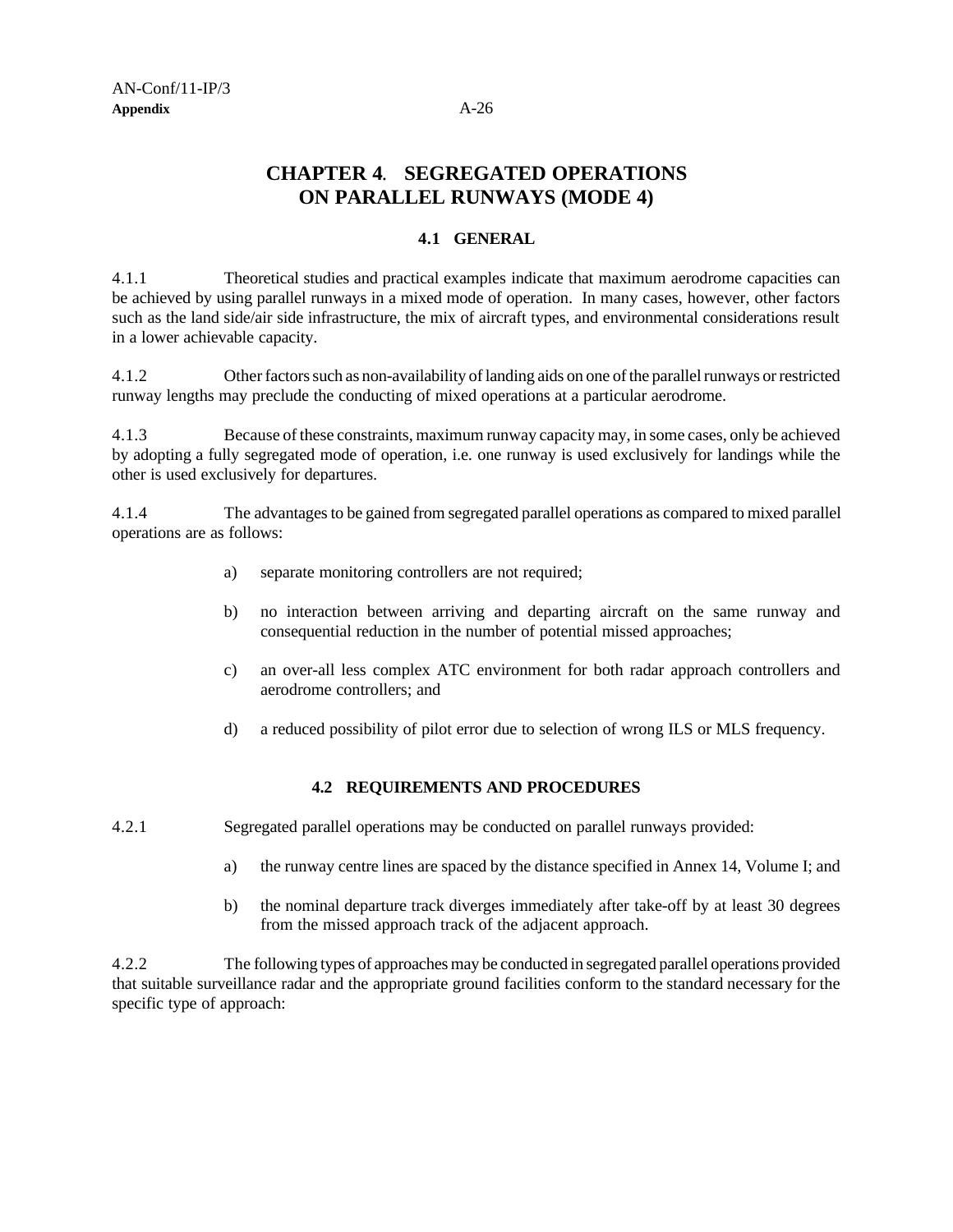# CHAPTER 4. SEGREGATED OPERATIONS ON PARALLEL RUNWAYS (MODE 4)

## 4.1 GENERAL

4.1.1 Theoretical studies and practical examples indicate that maximum aerodrome capacities can be achieved by using parallel runways in a mixed mode of operation. In many cases, however, other factors such as the land side/air side infrastructure, the mix of aircraft types, and environmental considerations result in a lower achievable capacity.

4.1.2 Other factors such as non-availability of landing aids on one of the parallel runways or restricted runway lengths may preclude the conducting of mixed operations at a particular aerodrome.

4.1.3 Because of these constraints, maximum runway capacity may, in some cases, only be achieved by adopting a fully segregated mode of operation, i.e. one runway is used exclusively for landings while the other is used exclusively for departures.

4.1.4 The advantages to be gained from segregated parallel operations as compared to mixed parallel operations are as follows:

a) separate monitoring controllers are not required;

b) no interaction between arriving and departing aircraft on the same runway and consequential reduction in the number of potential missed approaches;

c) an over-all less complex ATC environment for both radar approach controllers and aerodrome controllers; and

d) a reduced possibility of pilot error due to selection of wrong ILS or MLS frequency.

## 4.2 REQUIREMENTS AND PROCEDURES

4.2.1 Segregated parallel operations may be conducted on parallel runways provided:

a) the runway centre lines are spaced by the distance specified in Annex 14, Volume I; and

b) the nominal departure track diverges immediately after take-off by at least 30 degrees from the missed approach track of the adjacent approach.

4.2.2 The following types of approaches may be conducted in segregated parallel operations provided that suitable surveillance radar and the appropriate ground facilities conform to the standard necessary for the specific type of approach: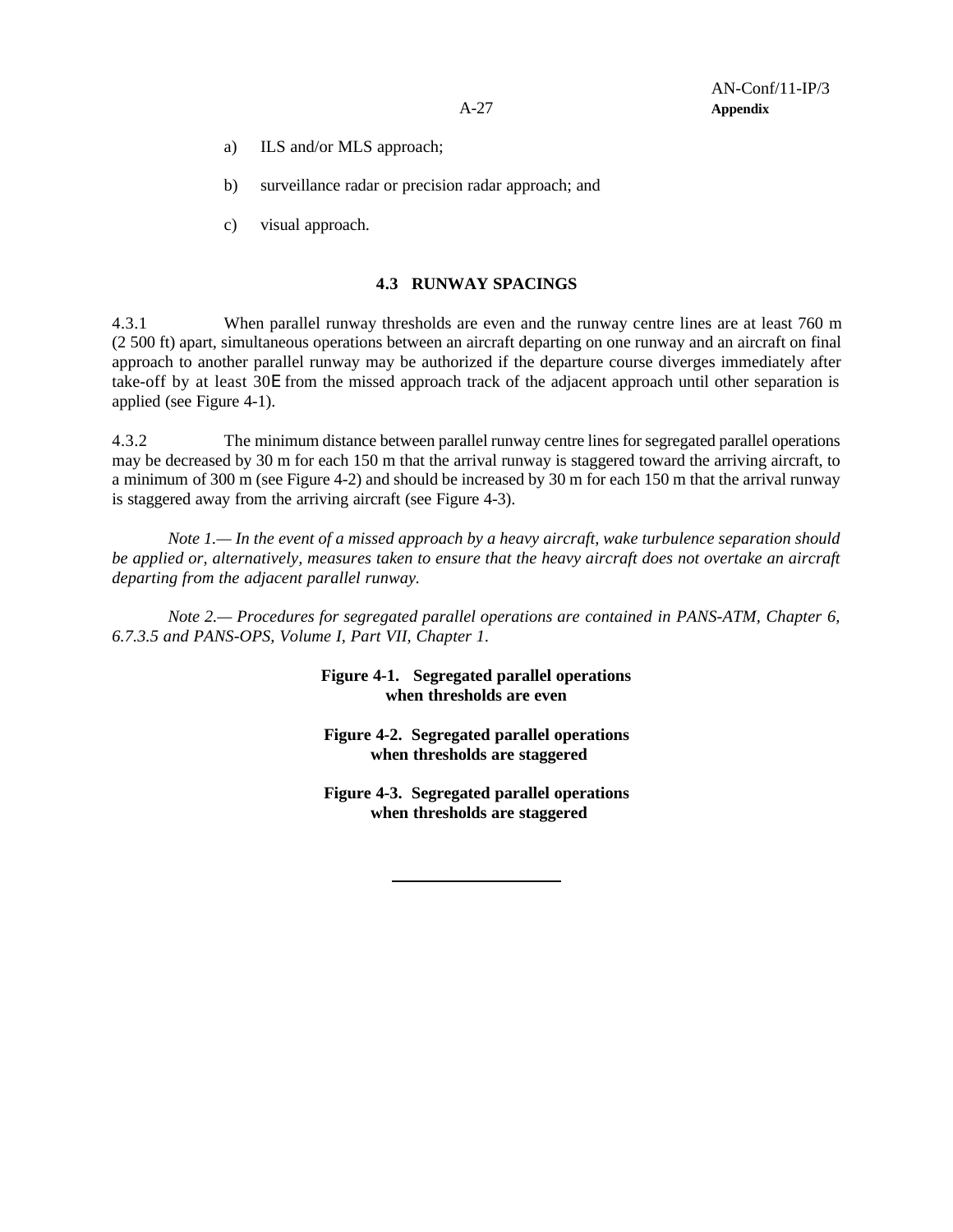a) ILS and/or MLS approach;

b) surveillance radar or precision radar approach; and

c) visual approach.

### 4.3 RUNWAY SPACINGS

4.3.1 When parallel runway thresholds are even and the runway centre lines are at least 760 m (2 500 ft) apart, simultaneous operations between an aircraft departing on one runway and an aircraft on final approach to another parallel runway may be authorized if the departure course diverges immediately after take-off by at least 30° from the missed approach track of the adjacent approach until other separation is applied (see Figure 4-1).

4.3.2 The minimum distance between parallel runway centre lines for segregated parallel operations may be decreased by 30 m for each 150 m that the arrival runway is staggered toward the arriving aircraft, to a minimum of 300 m (see Figure 4-2) and should be increased by 30 m for each 150 m that the arrival runway is staggered away from the arriving aircraft (see Figure 4-3).

*Note 1.— In the event of a missed approach by a heavy aircraft, wake turbulence separation should be applied or, alternatively, measures taken to ensure that the heavy aircraft does not overtake an aircraft departing from the adjacent parallel runway.*

*Note 2.— Procedures for segregated parallel operations are contained in PANS-ATM, Chapter 6, 6.7.3.5 and PANS-OPS, Volume I, Part VII, Chapter 1.*

**Figure 4-1. Segregated parallel operations when thresholds are even**

**Figure 4-2. Segregated parallel operations when thresholds are staggered**

**Figure 4-3. Segregated parallel operations when thresholds are staggered**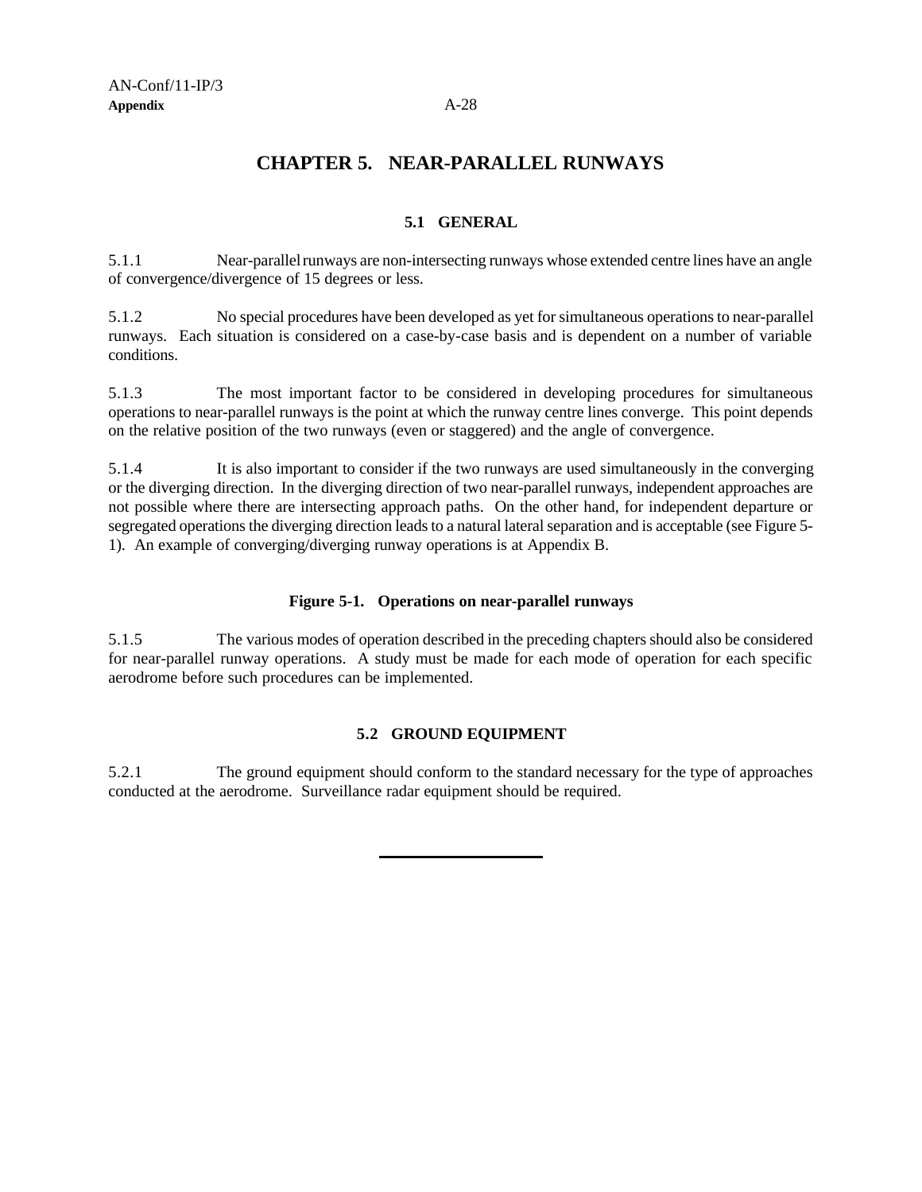# CHAPTER 5. NEAR-PARALLEL RUNWAYS

## 5.1 GENERAL

5.1.1 Near-parallel runways are non-intersecting runways whose extended centre lines have an angle of convergence/divergence of 15 degrees or less.

5.1.2 No special procedures have been developed as yet for simultaneous operations to near-parallel runways. Each situation is considered on a case-by-case basis and is dependent on a number of variable conditions.

5.1.3 The most important factor to be considered in developing procedures for simultaneous operations to near-parallel runways is the point at which the runway centre lines converge. This point depends on the relative position of the two runways (even or staggered) and the angle of convergence.

5.1.4 It is also important to consider if the two runways are used simultaneously in the converging or the diverging direction. In the diverging direction of two near-parallel runways, independent approaches are not possible where there are intersecting approach paths. On the other hand, for independent departure or segregated operations the diverging direction leads to a natural lateral separation and is acceptable (see Figure 5-1). An example of converging/diverging runway operations is at Appendix B.

**Figure 5-1. Operations on near-parallel runways**

5.1.5 The various modes of operation described in the preceding chapters should also be considered for near-parallel runway operations. A study must be made for each mode of operation for each specific aerodrome before such procedures can be implemented.

## 5.2 GROUND EQUIPMENT

5.2.1 The ground equipment should conform to the standard necessary for the type of approaches conducted at the aerodrome. Surveillance radar equipment should be required.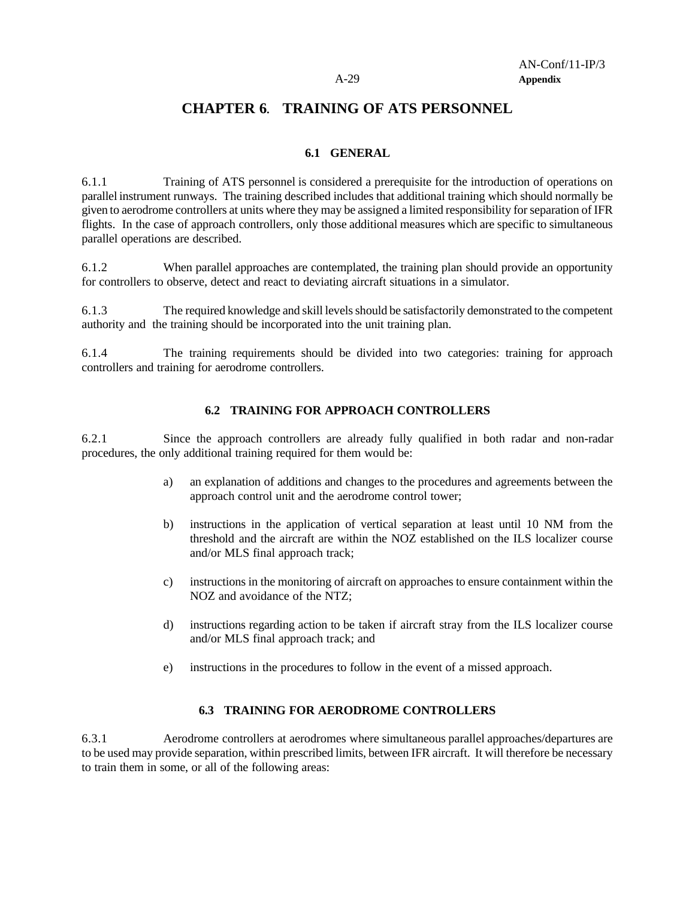# CHAPTER 6. TRAINING OF ATS PERSONNEL

## 6.1 GENERAL

6.1.1 Training of ATS personnel is considered a prerequisite for the introduction of operations on parallel instrument runways. The training described includes that additional training which should normally be given to aerodrome controllers at units where they may be assigned a limited responsibility for separation of IFR flights. In the case of approach controllers, only those additional measures which are specific to simultaneous parallel operations are described.

6.1.2 When parallel approaches are contemplated, the training plan should provide an opportunity for controllers to observe, detect and react to deviating aircraft situations in a simulator.

6.1.3 The required knowledge and skill levels should be satisfactorily demonstrated to the competent authority and the training should be incorporated into the unit training plan.

6.1.4 The training requirements should be divided into two categories: training for approach controllers and training for aerodrome controllers.

## 6.2 TRAINING FOR APPROACH CONTROLLERS

6.2.1 Since the approach controllers are already fully qualified in both radar and non-radar procedures, the only additional training required for them would be:

a) an explanation of additions and changes to the procedures and agreements between the approach control unit and the aerodrome control tower;

b) instructions in the application of vertical separation at least until 10 NM from the threshold and the aircraft are within the NOZ established on the ILS localizer course and/or MLS final approach track;

c) instructions in the monitoring of aircraft on approaches to ensure containment within the NOZ and avoidance of the NTZ;

d) instructions regarding action to be taken if aircraft stray from the ILS localizer course and/or MLS final approach track; and

e) instructions in the procedures to follow in the event of a missed approach.

## 6.3 TRAINING FOR AERODROME CONTROLLERS

6.3.1 Aerodrome controllers at aerodromes where simultaneous parallel approaches/departures are to be used may provide separation, within prescribed limits, between IFR aircraft. It will therefore be necessary to train them in some, or all of the following areas: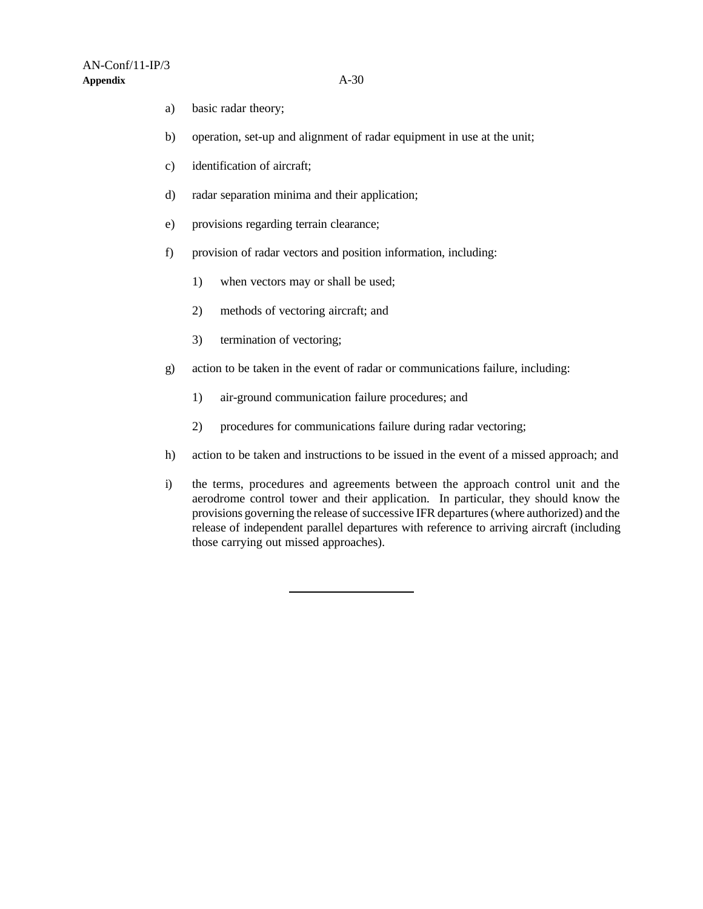a) basic radar theory;

b) operation, set-up and alignment of radar equipment in use at the unit;

c) identification of aircraft;

d) radar separation minima and their application;

e) provisions regarding terrain clearance;

f) provision of radar vectors and position information, including:

   1) when vectors may or shall be used;

   2) methods of vectoring aircraft; and

   3) termination of vectoring;

g) action to be taken in the event of radar or communications failure, including:

   1) air-ground communication failure procedures; and

   2) procedures for communications failure during radar vectoring;

h) action to be taken and instructions to be issued in the event of a missed approach; and

i) the terms, procedures and agreements between the approach control unit and the aerodrome control tower and their application. In particular, they should know the provisions governing the release of successive IFR departures (where authorized) and the release of independent parallel departures with reference to arriving aircraft (including those carrying out missed approaches).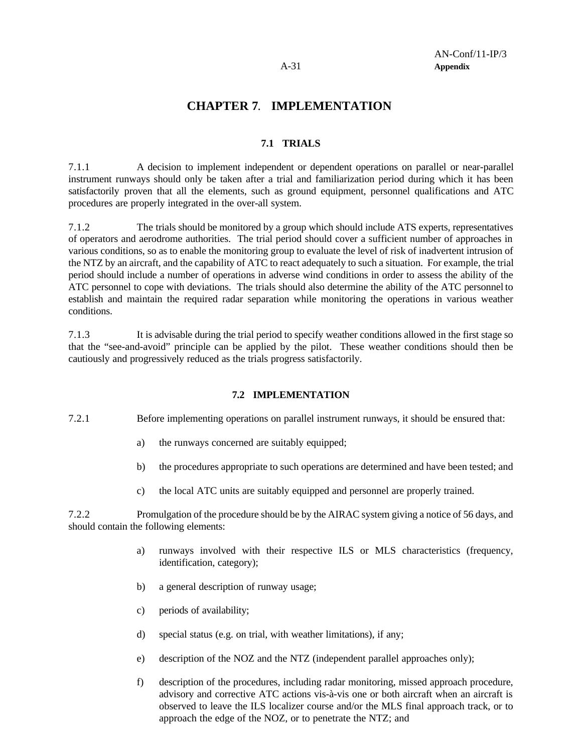# CHAPTER 7. IMPLEMENTATION

## 7.1 TRIALS

7.1.1 A decision to implement independent or dependent operations on parallel or near-parallel instrument runways should only be taken after a trial and familiarization period during which it has been satisfactorily proven that all the elements, such as ground equipment, personnel qualifications and ATC procedures are properly integrated in the over-all system.

7.1.2 The trials should be monitored by a group which should include ATS experts, representatives of operators and aerodrome authorities. The trial period should cover a sufficient number of approaches in various conditions, so as to enable the monitoring group to evaluate the level of risk of inadvertent intrusion of the NTZ by an aircraft, and the capability of ATC to react adequately to such a situation. For example, the trial period should include a number of operations in adverse wind conditions in order to assess the ability of the ATC personnel to cope with deviations. The trials should also determine the ability of the ATC personnel to establish and maintain the required radar separation while monitoring the operations in various weather conditions.

7.1.3 It is advisable during the trial period to specify weather conditions allowed in the first stage so that the "see-and-avoid" principle can be applied by the pilot. These weather conditions should then be cautiously and progressively reduced as the trials progress satisfactorily.

## 7.2 IMPLEMENTATION

7.2.1 Before implementing operations on parallel instrument runways, it should be ensured that:

a) the runways concerned are suitably equipped;

b) the procedures appropriate to such operations are determined and have been tested; and

c) the local ATC units are suitably equipped and personnel are properly trained.

7.2.2 Promulgation of the procedure should be by the AIRAC system giving a notice of 56 days, and should contain the following elements:

a) runways involved with their respective ILS or MLS characteristics (frequency, identification, category);

b) a general description of runway usage;

c) periods of availability;

d) special status (e.g. on trial, with weather limitations), if any;

e) description of the NOZ and the NTZ (independent parallel approaches only);

f) description of the procedures, including radar monitoring, missed approach procedure, advisory and corrective ATC actions vis-à-vis one or both aircraft when an aircraft is observed to leave the ILS localizer course and/or the MLS final approach track, or to approach the edge of the NOZ, or to penetrate the NTZ; and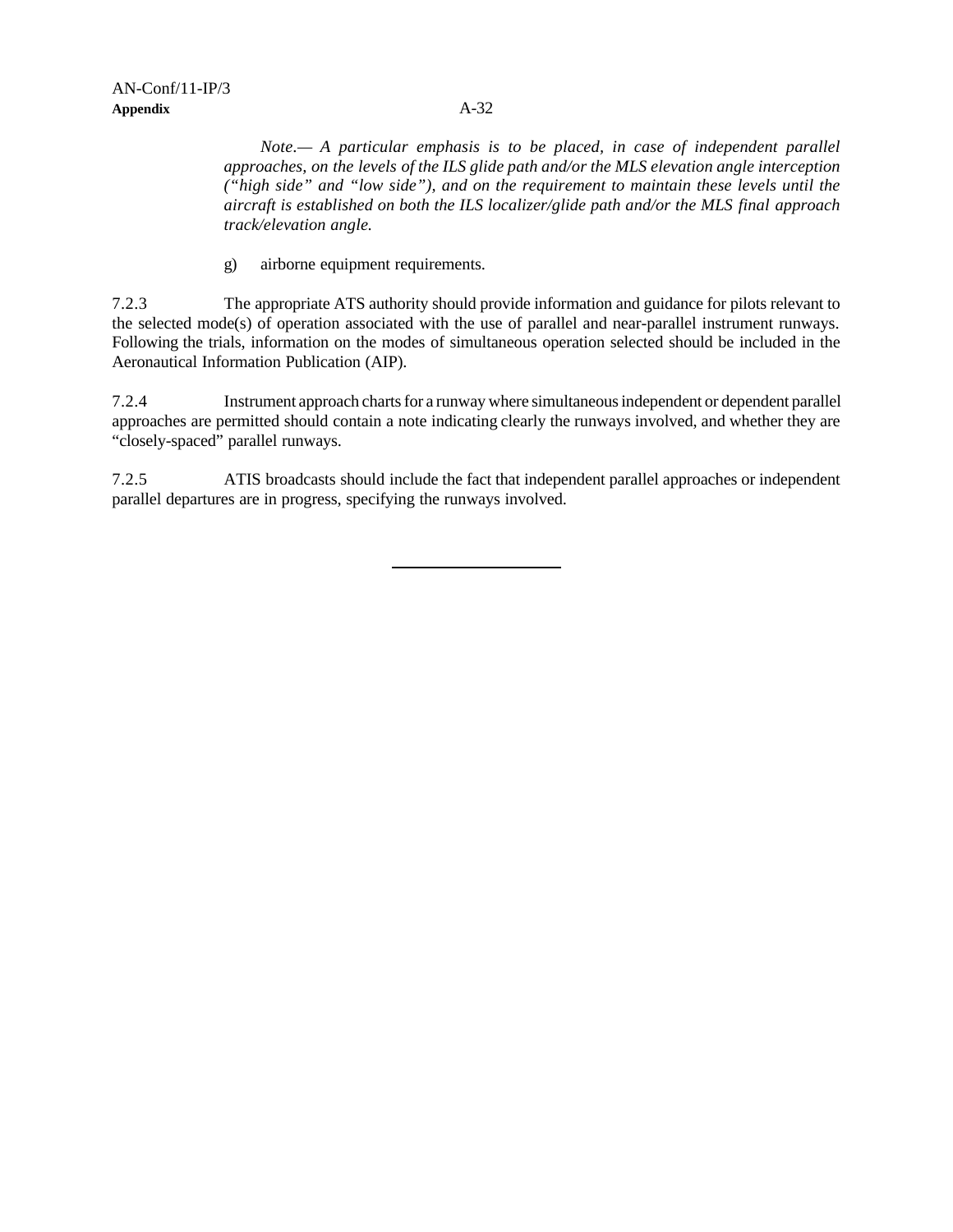*Note.— A particular emphasis is to be placed, in case of independent parallel approaches, on the levels of the ILS glide path and/or the MLS elevation angle interception ("high side" and "low side"), and on the requirement to maintain these levels until the aircraft is established on both the ILS localizer/glide path and/or the MLS final approach track/elevation angle.*

g) airborne equipment requirements.

7.2.3 The appropriate ATS authority should provide information and guidance for pilots relevant to the selected mode(s) of operation associated with the use of parallel and near-parallel instrument runways. Following the trials, information on the modes of simultaneous operation selected should be included in the Aeronautical Information Publication (AIP).

7.2.4 Instrument approach charts for a runway where simultaneous independent or dependent parallel approaches are permitted should contain a note indicating clearly the runways involved, and whether they are "closely-spaced" parallel runways.

7.2.5 ATIS broadcasts should include the fact that independent parallel approaches or independent parallel departures are in progress, specifying the runways involved.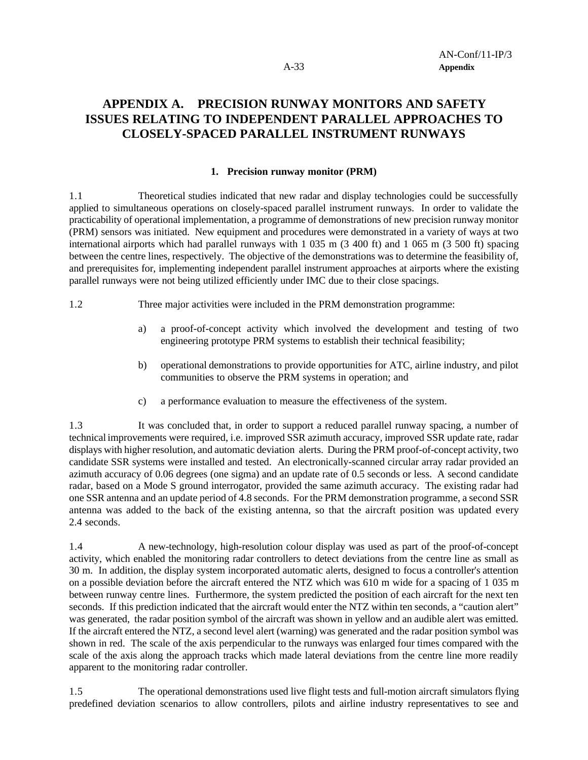# APPENDIX A. PRECISION RUNWAY MONITORS AND SAFETY ISSUES RELATING TO INDEPENDENT PARALLEL APPROACHES TO CLOSELY-SPACED PARALLEL INSTRUMENT RUNWAYS

### 1. Precision runway monitor (PRM)

1.1 Theoretical studies indicated that new radar and display technologies could be successfully applied to simultaneous operations on closely-spaced parallel instrument runways. In order to validate the practicability of operational implementation, a programme of demonstrations of new precision runway monitor (PRM) sensors was initiated. New equipment and procedures were demonstrated in a variety of ways at two international airports which had parallel runways with 1 035 m (3 400 ft) and 1 065 m (3 500 ft) spacing between the centre lines, respectively. The objective of the demonstrations was to determine the feasibility of, and prerequisites for, implementing independent parallel instrument approaches at airports where the existing parallel runways were not being utilized efficiently under IMC due to their close spacings.

1.2 Three major activities were included in the PRM demonstration programme:

a) a proof-of-concept activity which involved the development and testing of two engineering prototype PRM systems to establish their technical feasibility;

b) operational demonstrations to provide opportunities for ATC, airline industry, and pilot communities to observe the PRM systems in operation; and

c) a performance evaluation to measure the effectiveness of the system.

1.3 It was concluded that, in order to support a reduced parallel runway spacing, a number of technical improvements were required, i.e. improved SSR azimuth accuracy, improved SSR update rate, radar displays with higher resolution, and automatic deviation alerts. During the PRM proof-of-concept activity, two candidate SSR systems were installed and tested. An electronically-scanned circular array radar provided an azimuth accuracy of 0.06 degrees (one sigma) and an update rate of 0.5 seconds or less. A second candidate radar, based on a Mode S ground interrogator, provided the same azimuth accuracy. The existing radar had one SSR antenna and an update period of 4.8 seconds. For the PRM demonstration programme, a second SSR antenna was added to the back of the existing antenna, so that the aircraft position was updated every 2.4 seconds.

1.4 A new-technology, high-resolution colour display was used as part of the proof-of-concept activity, which enabled the monitoring radar controllers to detect deviations from the centre line as small as 30 m. In addition, the display system incorporated automatic alerts, designed to focus a controller's attention on a possible deviation before the aircraft entered the NTZ which was 610 m wide for a spacing of 1 035 m between runway centre lines. Furthermore, the system predicted the position of each aircraft for the next ten seconds. If this prediction indicated that the aircraft would enter the NTZ within ten seconds, a "caution alert" was generated, the radar position symbol of the aircraft was shown in yellow and an audible alert was emitted. If the aircraft entered the NTZ, a second level alert (warning) was generated and the radar position symbol was shown in red. The scale of the axis perpendicular to the runways was enlarged four times compared with the scale of the axis along the approach tracks which made lateral deviations from the centre line more readily apparent to the monitoring radar controller.

1.5 The operational demonstrations used live flight tests and full-motion aircraft simulators flying predefined deviation scenarios to allow controllers, pilots and airline industry representatives to see and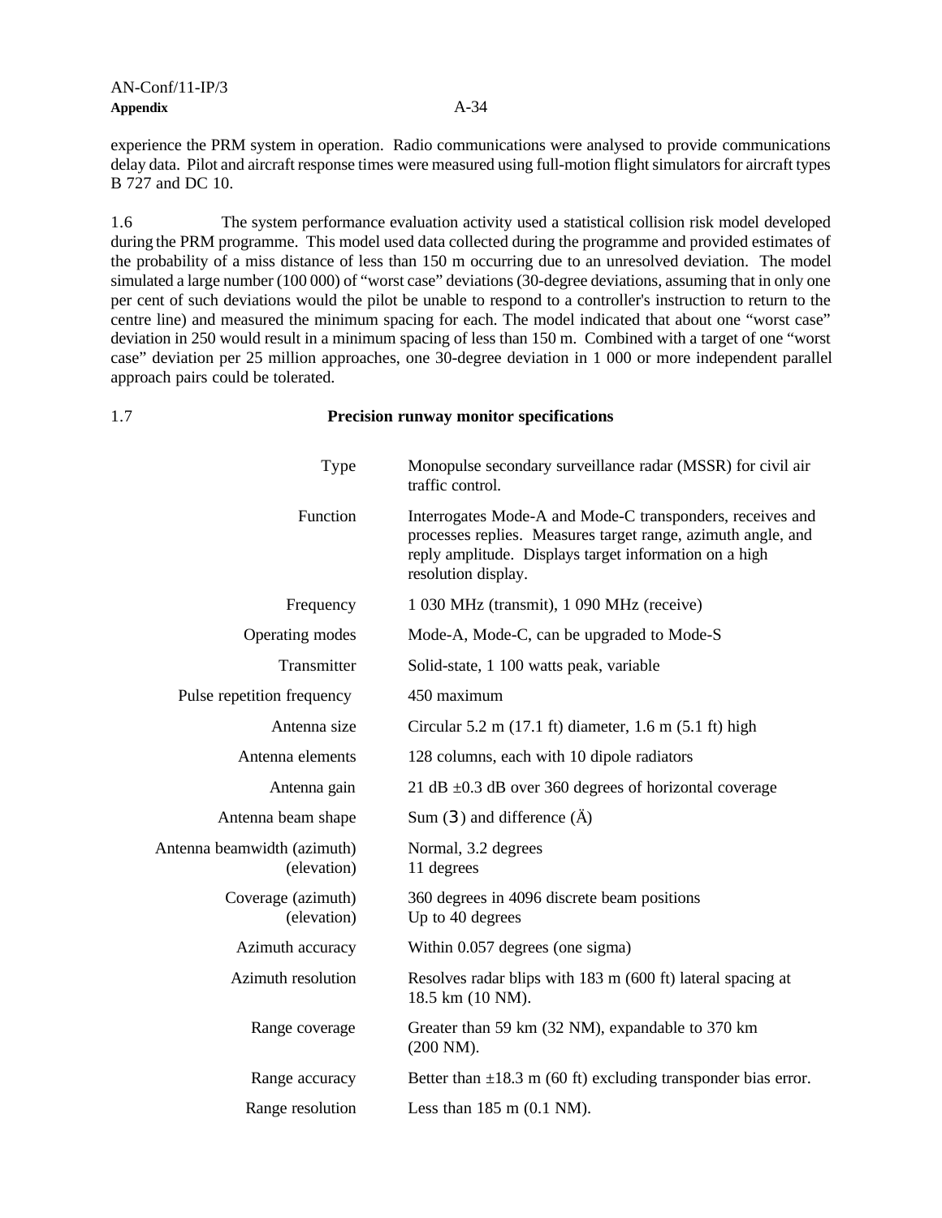experience the PRM system in operation. Radio communications were analysed to provide communications delay data. Pilot and aircraft response times were measured using full-motion flight simulators for aircraft types B 727 and DC 10.

1.6 The system performance evaluation activity used a statistical collision risk model developed during the PRM programme. This model used data collected during the programme and provided estimates of the probability of a miss distance of less than 150 m occurring due to an unresolved deviation. The model simulated a large number (100 000) of "worst case" deviations (30-degree deviations, assuming that in only one per cent of such deviations would the pilot be unable to respond to a controller's instruction to return to the centre line) and measured the minimum spacing for each. The model indicated that about one "worst case" deviation in 250 would result in a minimum spacing of less than 150 m. Combined with a target of one "worst case" deviation per 25 million approaches, one 30-degree deviation in 1 000 or more independent parallel approach pairs could be tolerated.

## 1.7 Precision runway monitor specifications

| | |
|---|---|
| Type | Monopulse secondary surveillance radar (MSSR) for civil air traffic control. |
| Function | Interrogates Mode-A and Mode-C transponders, receives and processes replies. Measures target range, azimuth angle, and reply amplitude. Displays target information on a high resolution display. |
| Frequency | 1 030 MHz (transmit), 1 090 MHz (receive) |
| Operating modes | Mode-A, Mode-C, can be upgraded to Mode-S |
| Transmitter | Solid-state, 1 100 watts peak, variable |
| Pulse repetition frequency | 450 maximum |
| Antenna size | Circular 5.2 m (17.1 ft) diameter, 1.6 m (5.1 ft) high |
| Antenna elements | 128 columns, each with 10 dipole radiators |
| Antenna gain | 21 dB ±0.3 dB over 360 degrees of horizontal coverage |
| Antenna beam shape | Sum (Σ) and difference (Δ) |
| Antenna beamwidth (azimuth)<br>(elevation) | Normal, 3.2 degrees<br>11 degrees |
| Coverage (azimuth)<br>(elevation) | 360 degrees in 4096 discrete beam positions<br>Up to 40 degrees |
| Azimuth accuracy | Within 0.057 degrees (one sigma) |
| Azimuth resolution | Resolves radar blips with 183 m (600 ft) lateral spacing at 18.5 km (10 NM). |
| Range coverage | Greater than 59 km (32 NM), expandable to 370 km (200 NM). |
| Range accuracy | Better than ±18.3 m (60 ft) excluding transponder bias error. |
| Range resolution | Less than 185 m (0.1 NM). |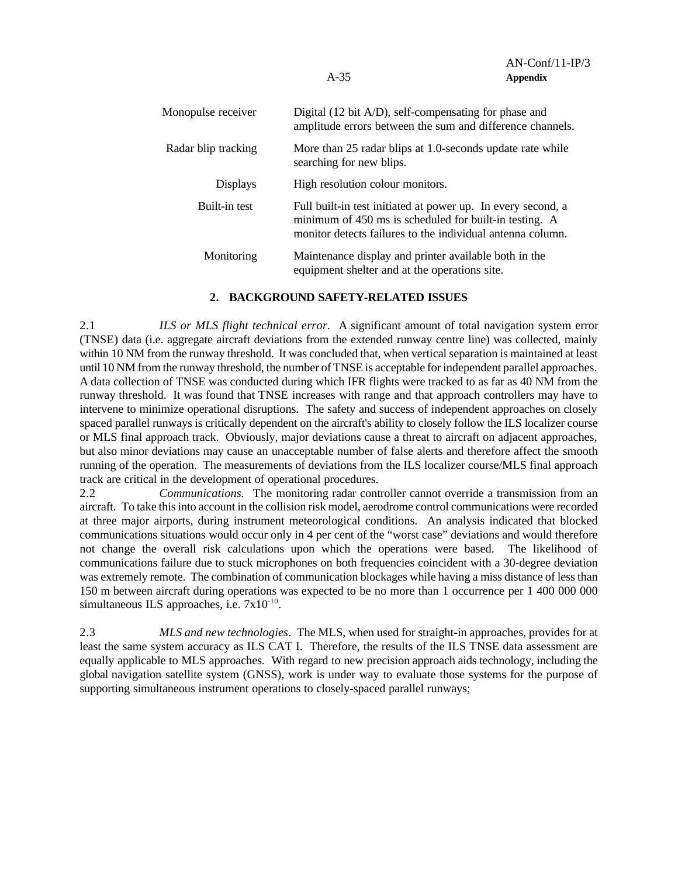| | |
|---|---|
| Monopulse receiver | Digital (12 bit A/D), self-compensating for phase and amplitude errors between the sum and difference channels. |
| Radar blip tracking | More than 25 radar blips at 1.0-seconds update rate while searching for new blips. |
| Displays | High resolution colour monitors. |
| Built-in test | Full built-in test initiated at power up. In every second, a minimum of 450 ms is scheduled for built-in testing. A monitor detects failures to the individual antenna column. |
| Monitoring | Maintenance display and printer available both in the equipment shelter and at the operations site. |

## 2. BACKGROUND SAFETY-RELATED ISSUES

2.1 *ILS or MLS flight technical error*. A significant amount of total navigation system error (TNSE) data (i.e. aggregate aircraft deviations from the extended runway centre line) was collected, mainly within 10 NM from the runway threshold. It was concluded that, when vertical separation is maintained at least until 10 NM from the runway threshold, the number of TNSE is acceptable for independent parallel approaches. A data collection of TNSE was conducted during which IFR flights were tracked to as far as 40 NM from the runway threshold. It was found that TNSE increases with range and that approach controllers may have to intervene to minimize operational disruptions. The safety and success of independent approaches on closely spaced parallel runways is critically dependent on the aircraft's ability to closely follow the ILS localizer course or MLS final approach track. Obviously, major deviations cause a threat to aircraft on adjacent approaches, but also minor deviations may cause an unacceptable number of false alerts and therefore affect the smooth running of the operation. The measurements of deviations from the ILS localizer course/MLS final approach track are critical in the development of operational procedures.

2.2 *Communications.* The monitoring radar controller cannot override a transmission from an aircraft. To take this into account in the collision risk model, aerodrome control communications were recorded at three major airports, during instrument meteorological conditions. An analysis indicated that blocked communications situations would occur only in 4 per cent of the "worst case" deviations and would therefore not change the overall risk calculations upon which the operations were based. The likelihood of communications failure due to stuck microphones on both frequencies coincident with a 30-degree deviation was extremely remote. The combination of communication blockages while having a miss distance of less than 150 m between aircraft during operations was expected to be no more than 1 occurrence per 1 400 000 000 simultaneous ILS approaches, i.e. $7 \times 10^{-10}$.

2.3 *MLS and new technologies*. The MLS, when used for straight-in approaches, provides for at least the same system accuracy as ILS CAT I. Therefore, the results of the ILS TNSE data assessment are equally applicable to MLS approaches. With regard to new precision approach aids technology, including the global navigation satellite system (GNSS), work is under way to evaluate those systems for the purpose of supporting simultaneous instrument operations to closely-spaced parallel runways;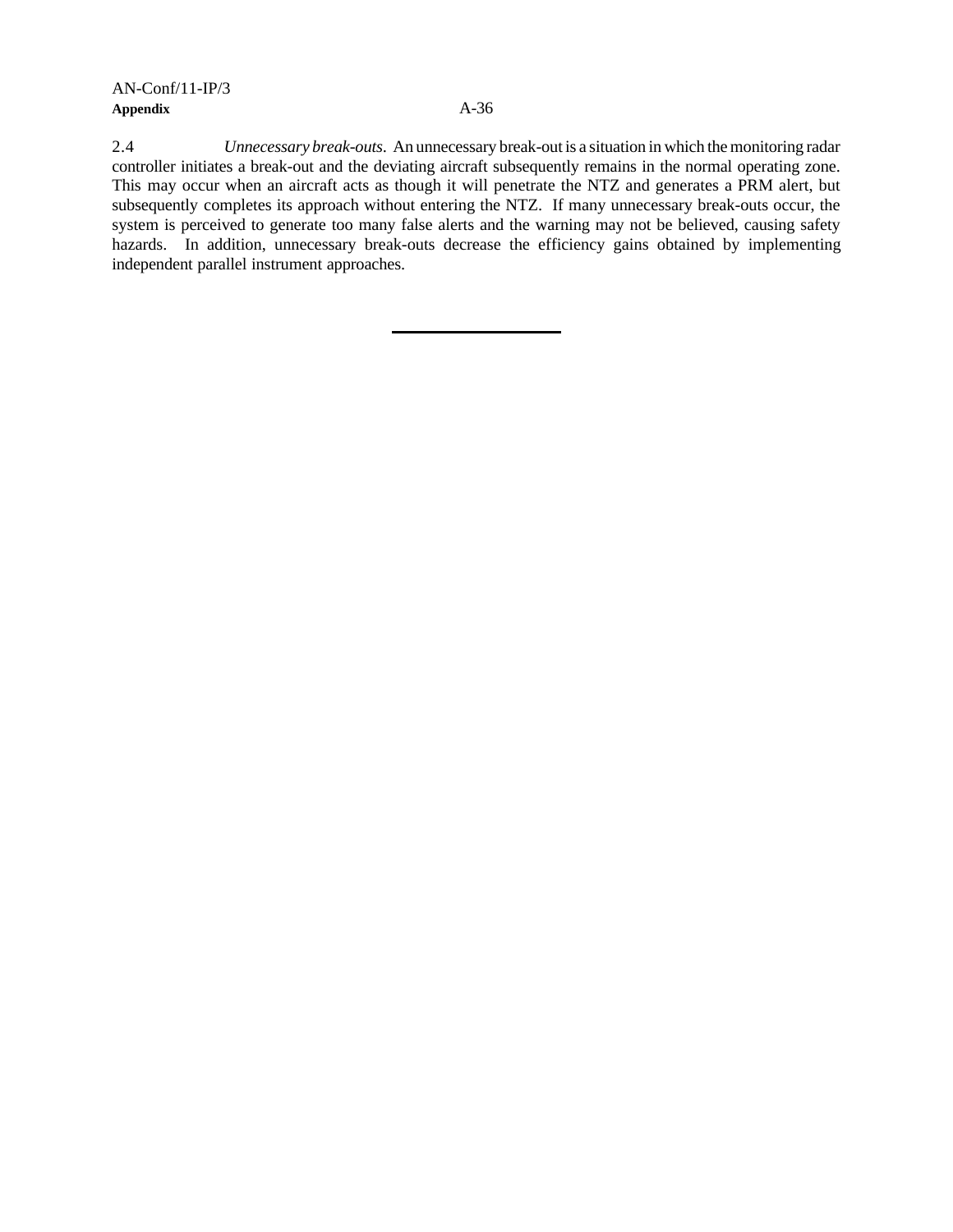2.4 *Unnecessary break-outs*. An unnecessary break-out is a situation in which the monitoring radar controller initiates a break-out and the deviating aircraft subsequently remains in the normal operating zone. This may occur when an aircraft acts as though it will penetrate the NTZ and generates a PRM alert, but subsequently completes its approach without entering the NTZ. If many unnecessary break-outs occur, the system is perceived to generate too many false alerts and the warning may not be believed, causing safety hazards. In addition, unnecessary break-outs decrease the efficiency gains obtained by implementing independent parallel instrument approaches.

---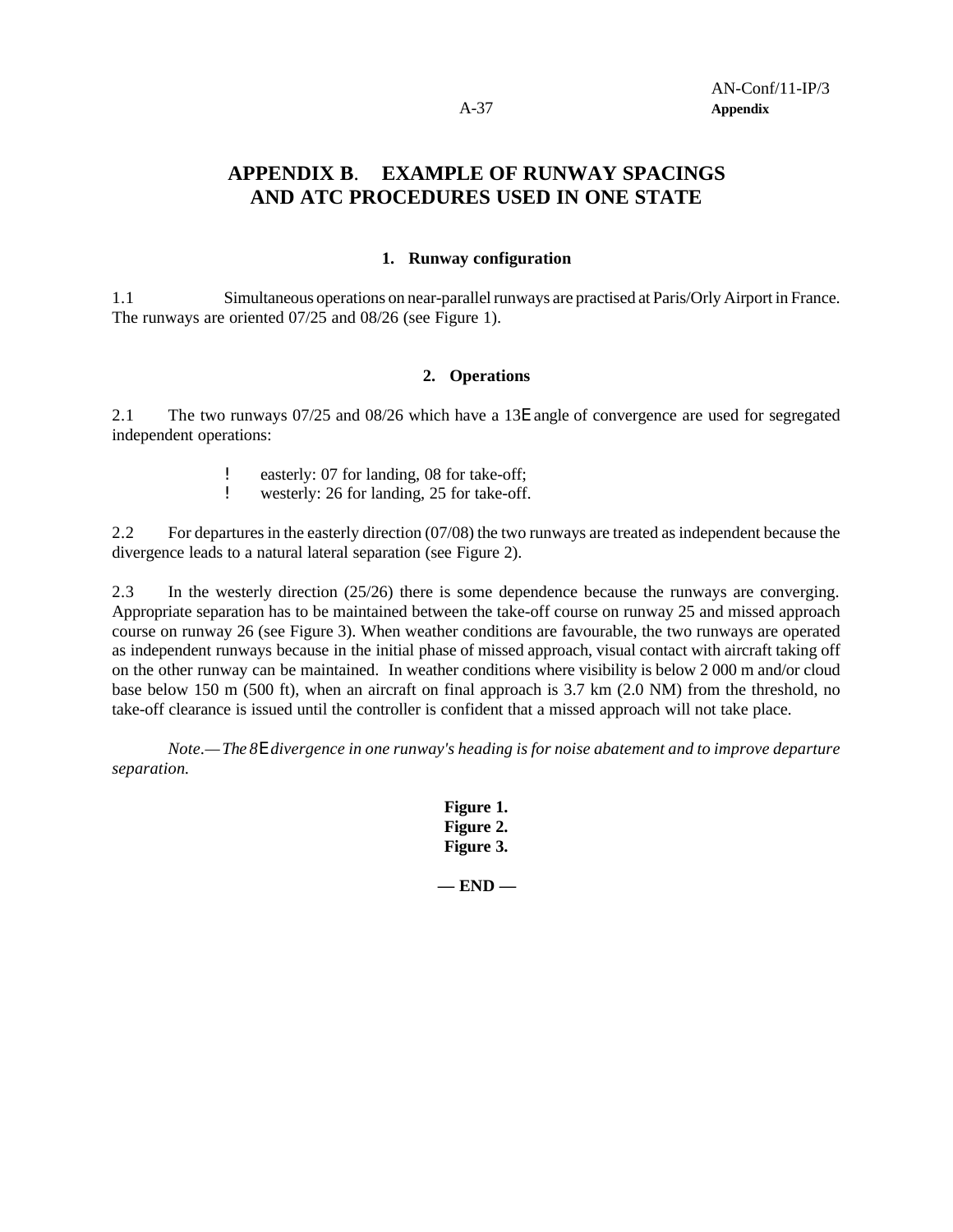# APPENDIX B. EXAMPLE OF RUNWAY SPACINGS AND ATC PROCEDURES USED IN ONE STATE

### 1. Runway configuration

1.1 Simultaneous operations on near-parallel runways are practised at Paris/Orly Airport in France. The runways are oriented 07/25 and 08/26 (see Figure 1).

### 2. Operations

2.1 The two runways 07/25 and 08/26 which have a 13° angle of convergence are used for segregated independent operations:

- easterly: 07 for landing, 08 for take-off;
- westerly: 26 for landing, 25 for take-off.

2.2 For departures in the easterly direction (07/08) the two runways are treated as independent because the divergence leads to a natural lateral separation (see Figure 2).

2.3 In the westerly direction (25/26) there is some dependence because the runways are converging. Appropriate separation has to be maintained between the take-off course on runway 25 and missed approach course on runway 26 (see Figure 3). When weather conditions are favourable, the two runways are operated as independent runways because in the initial phase of missed approach, visual contact with aircraft taking off on the other runway can be maintained. In weather conditions where visibility is below 2 000 m and/or cloud base below 150 m (500 ft), when an aircraft on final approach is 3.7 km (2.0 NM) from the threshold, no take-off clearance is issued until the controller is confident that a missed approach will not take place.

*Note.— The 8° divergence in one runway's heading is for noise abatement and to improve departure separation.*

**Figure 1.**
**Figure 2.**
**Figure 3.**

**— END —**